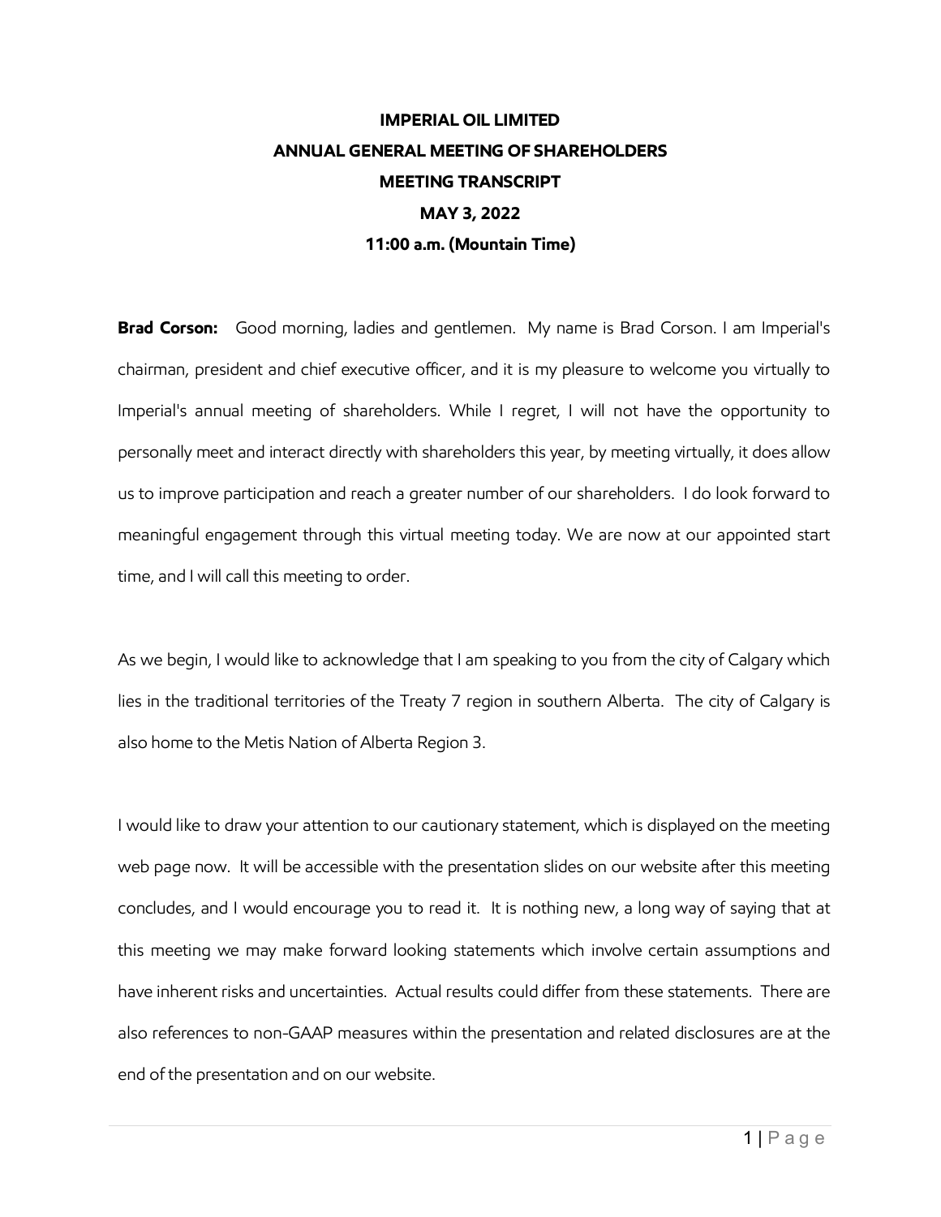# IMPERIAL OIL LIMITED
# ANNUAL GENERAL MEETING OF SHAREHOLDERS
# MEETING TRANSCRIPT
# MAY 3, 2022
# 11:00 a.m. (Mountain Time)

**Brad Corson:** Good morning, ladies and gentlemen. My name is Brad Corson. I am Imperial's chairman, president and chief executive officer, and it is my pleasure to welcome you virtually to Imperial's annual meeting of shareholders. While I regret, I will not have the opportunity to personally meet and interact directly with shareholders this year, by meeting virtually, it does allow us to improve participation and reach a greater number of our shareholders. I do look forward to meaningful engagement through this virtual meeting today. We are now at our appointed start time, and I will call this meeting to order.

As we begin, I would like to acknowledge that I am speaking to you from the city of Calgary which lies in the traditional territories of the Treaty 7 region in southern Alberta. The city of Calgary is also home to the Metis Nation of Alberta Region 3.

I would like to draw your attention to our cautionary statement, which is displayed on the meeting web page now. It will be accessible with the presentation slides on our website after this meeting concludes, and I would encourage you to read it. It is nothing new, a long way of saying that at this meeting we may make forward looking statements which involve certain assumptions and have inherent risks and uncertainties. Actual results could differ from these statements. There are also references to non-GAAP measures within the presentation and related disclosures are at the end of the presentation and on our website.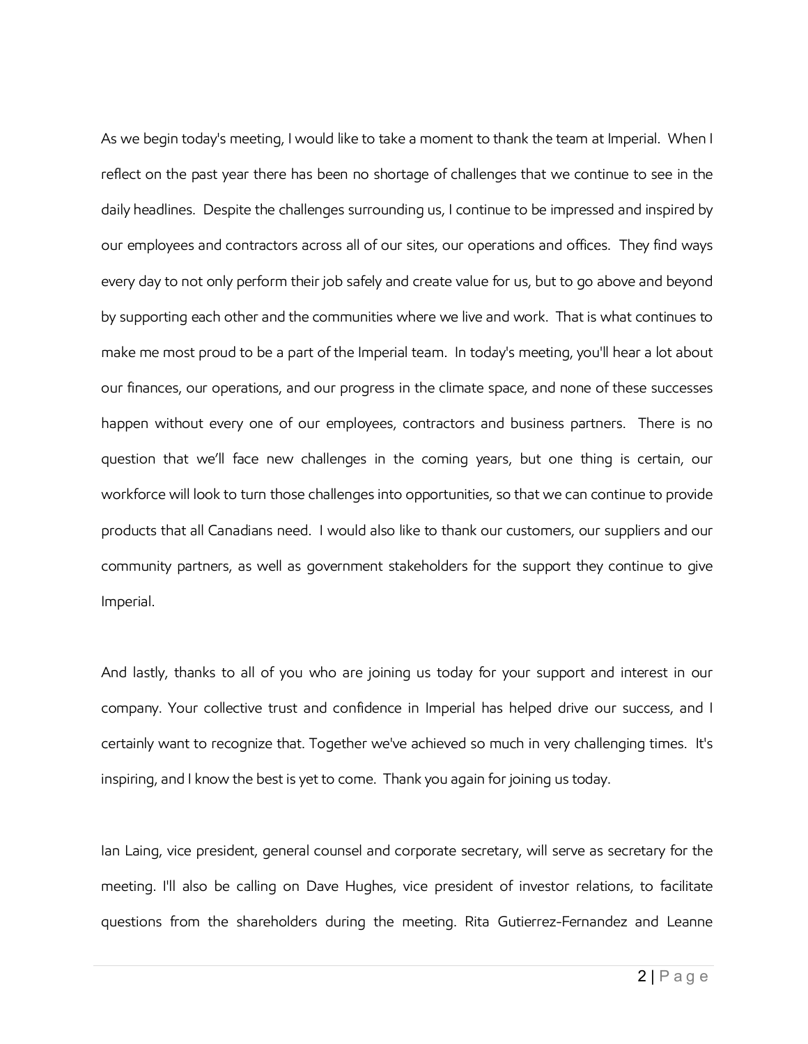As we begin today's meeting, I would like to take a moment to thank the team at Imperial. When I reflect on the past year there has been no shortage of challenges that we continue to see in the daily headlines. Despite the challenges surrounding us, I continue to be impressed and inspired by our employees and contractors across all of our sites, our operations and offices. They find ways every day to not only perform their job safely and create value for us, but to go above and beyond by supporting each other and the communities where we live and work. That is what continues to make me most proud to be a part of the Imperial team. In today's meeting, you'll hear a lot about our finances, our operations, and our progress in the climate space, and none of these successes happen without every one of our employees, contractors and business partners. There is no question that we'll face new challenges in the coming years, but one thing is certain, our workforce will look to turn those challenges into opportunities, so that we can continue to provide products that all Canadians need. I would also like to thank our customers, our suppliers and our community partners, as well as government stakeholders for the support they continue to give Imperial.

And lastly, thanks to all of you who are joining us today for your support and interest in our company. Your collective trust and confidence in Imperial has helped drive our success, and I certainly want to recognize that. Together we've achieved so much in very challenging times. It's inspiring, and I know the best is yet to come. Thank you again for joining us today.

Ian Laing, vice president, general counsel and corporate secretary, will serve as secretary for the meeting. I'll also be calling on Dave Hughes, vice president of investor relations, to facilitate questions from the shareholders during the meeting. Rita Gutierrez-Fernandez and Leanne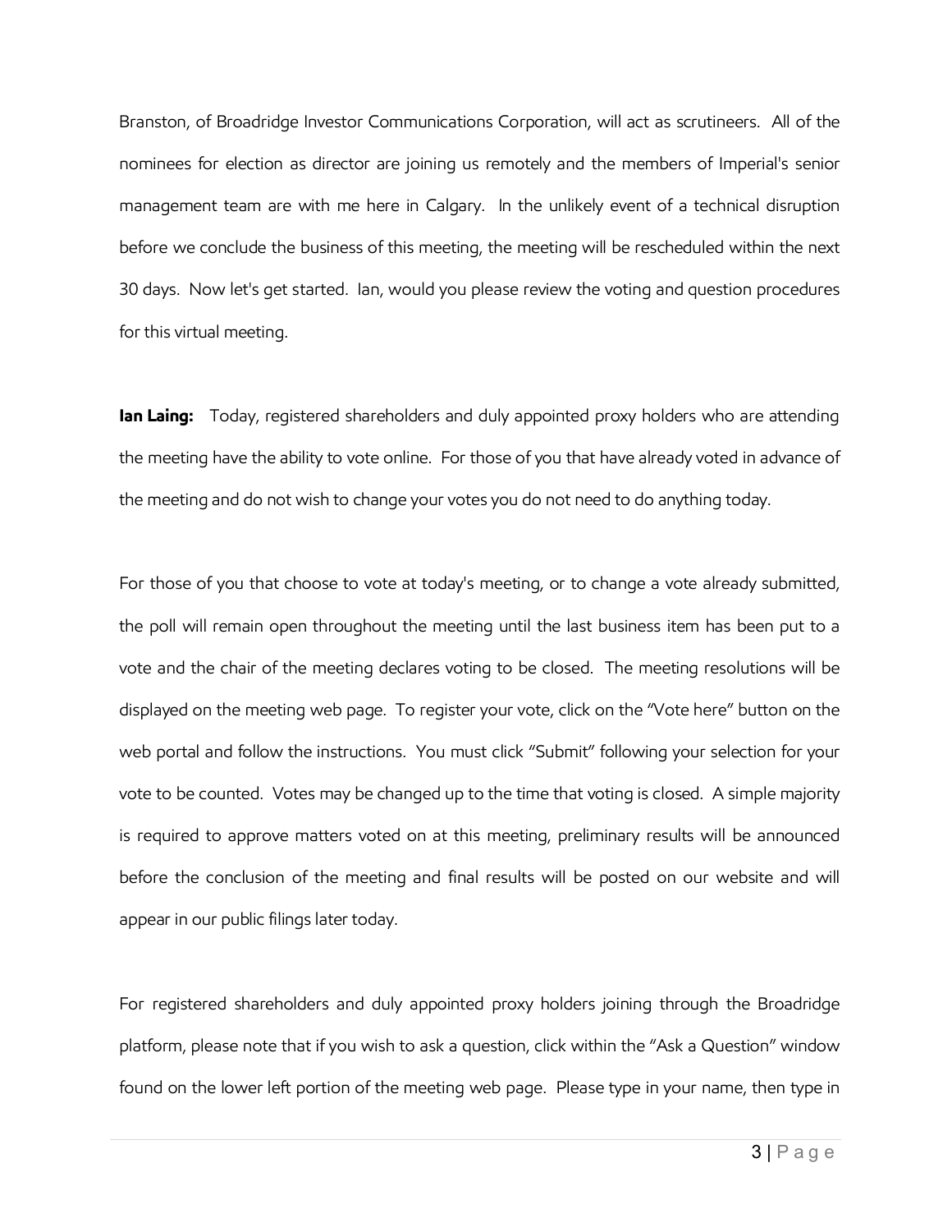Branston, of Broadridge Investor Communications Corporation, will act as scrutineers. All of the nominees for election as director are joining us remotely and the members of Imperial's senior management team are with me here in Calgary. In the unlikely event of a technical disruption before we conclude the business of this meeting, the meeting will be rescheduled within the next 30 days. Now let's get started. Ian, would you please review the voting and question procedures for this virtual meeting.

**Ian Laing:** Today, registered shareholders and duly appointed proxy holders who are attending the meeting have the ability to vote online. For those of you that have already voted in advance of the meeting and do not wish to change your votes you do not need to do anything today.

For those of you that choose to vote at today's meeting, or to change a vote already submitted, the poll will remain open throughout the meeting until the last business item has been put to a vote and the chair of the meeting declares voting to be closed. The meeting resolutions will be displayed on the meeting web page. To register your vote, click on the "Vote here" button on the web portal and follow the instructions. You must click "Submit" following your selection for your vote to be counted. Votes may be changed up to the time that voting is closed. A simple majority is required to approve matters voted on at this meeting, preliminary results will be announced before the conclusion of the meeting and final results will be posted on our website and will appear in our public filings later today.

For registered shareholders and duly appointed proxy holders joining through the Broadridge platform, please note that if you wish to ask a question, click within the "Ask a Question" window found on the lower left portion of the meeting web page. Please type in your name, then type in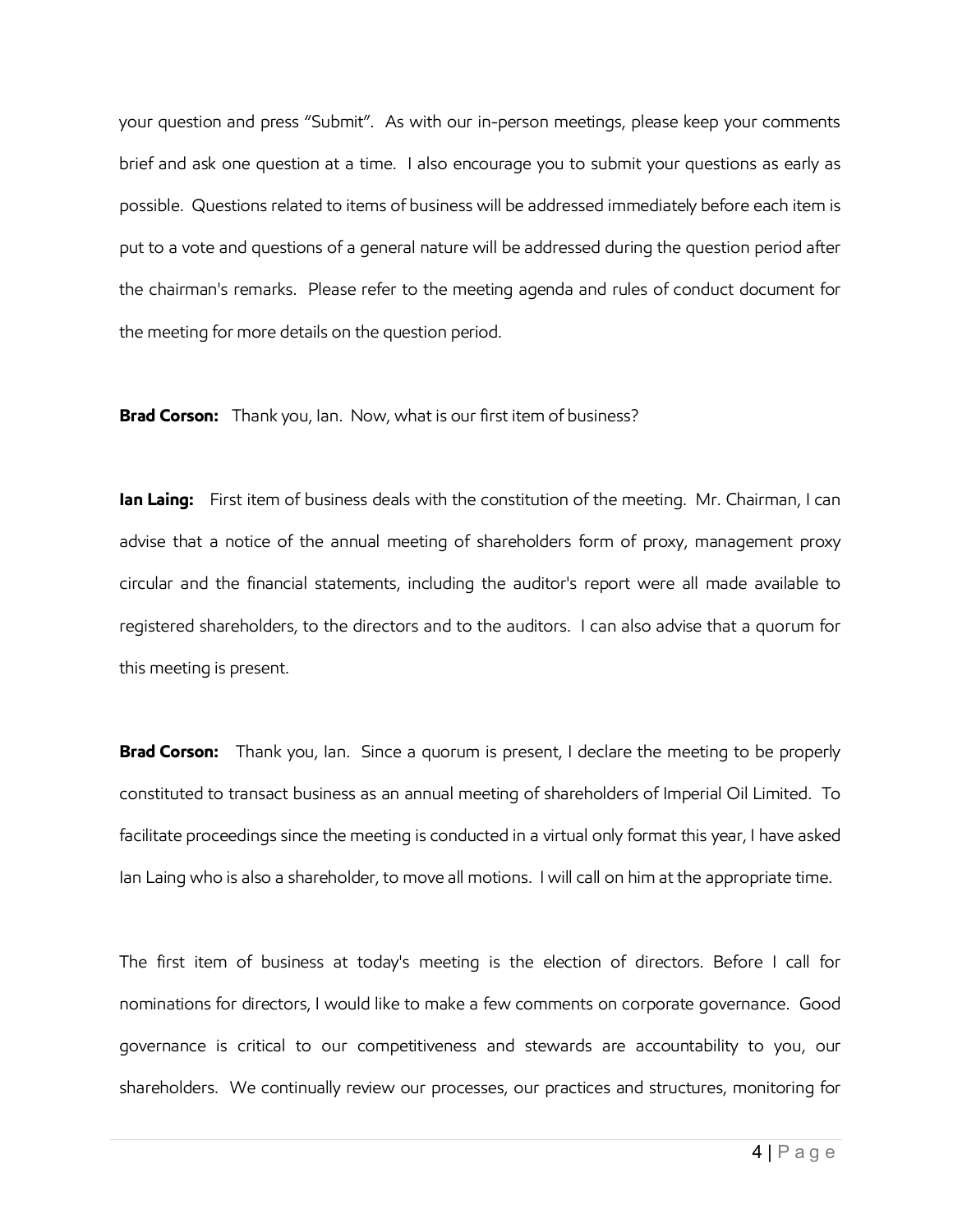your question and press "Submit". As with our in-person meetings, please keep your comments brief and ask one question at a time. I also encourage you to submit your questions as early as possible. Questions related to items of business will be addressed immediately before each item is put to a vote and questions of a general nature will be addressed during the question period after the chairman's remarks. Please refer to the meeting agenda and rules of conduct document for the meeting for more details on the question period.

**Brad Corson:** Thank you, Ian. Now, what is our first item of business?

**Ian Laing:** First item of business deals with the constitution of the meeting. Mr. Chairman, I can advise that a notice of the annual meeting of shareholders form of proxy, management proxy circular and the financial statements, including the auditor's report were all made available to registered shareholders, to the directors and to the auditors. I can also advise that a quorum for this meeting is present.

**Brad Corson:** Thank you, Ian. Since a quorum is present, I declare the meeting to be properly constituted to transact business as an annual meeting of shareholders of Imperial Oil Limited. To facilitate proceedings since the meeting is conducted in a virtual only format this year, I have asked Ian Laing who is also a shareholder, to move all motions. I will call on him at the appropriate time.

The first item of business at today's meeting is the election of directors. Before I call for nominations for directors, I would like to make a few comments on corporate governance. Good governance is critical to our competitiveness and stewards are accountability to you, our shareholders. We continually review our processes, our practices and structures, monitoring for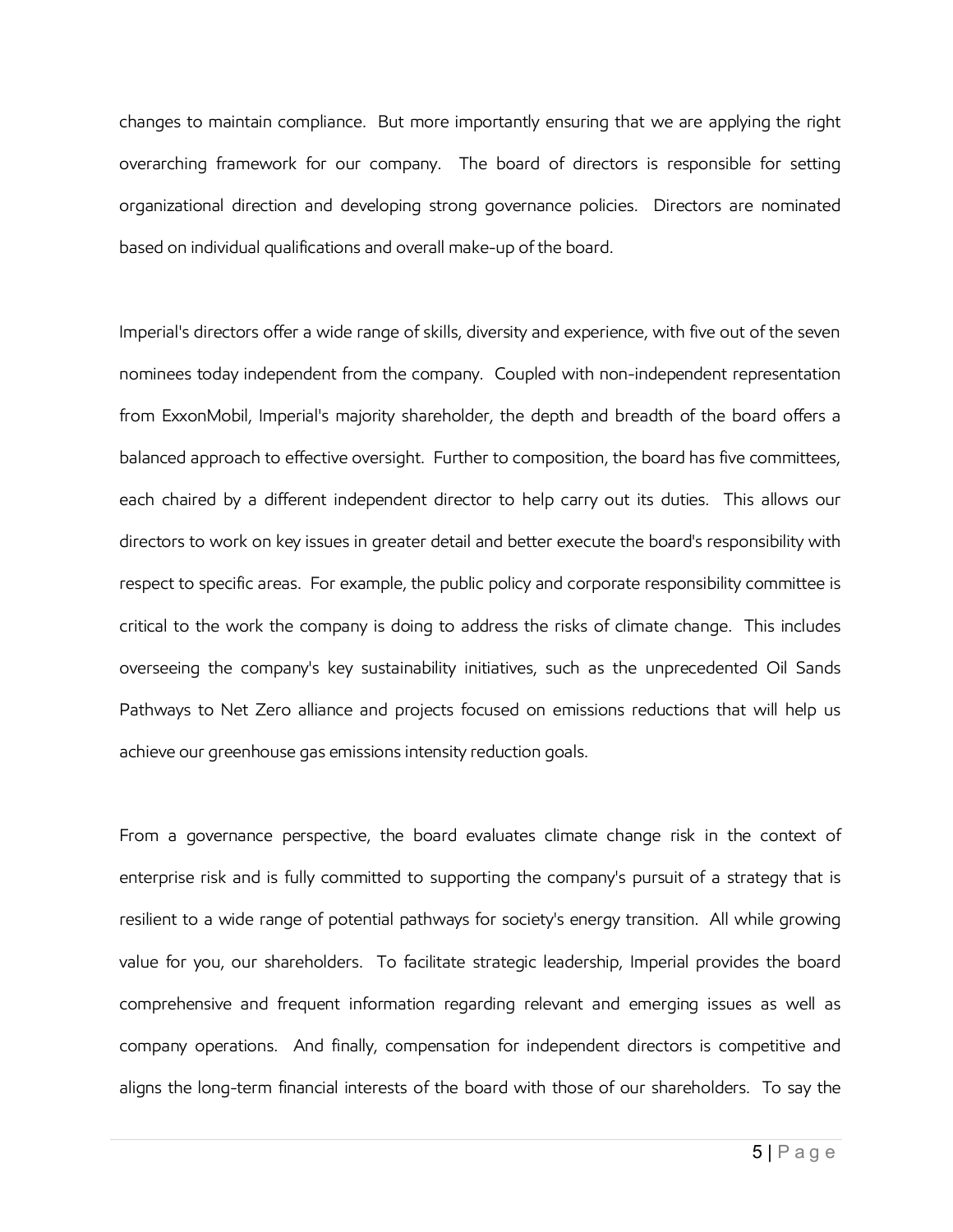changes to maintain compliance. But more importantly ensuring that we are applying the right overarching framework for our company. The board of directors is responsible for setting organizational direction and developing strong governance policies. Directors are nominated based on individual qualifications and overall make-up of the board.

Imperial's directors offer a wide range of skills, diversity and experience, with five out of the seven nominees today independent from the company. Coupled with non-independent representation from ExxonMobil, Imperial's majority shareholder, the depth and breadth of the board offers a balanced approach to effective oversight. Further to composition, the board has five committees, each chaired by a different independent director to help carry out its duties. This allows our directors to work on key issues in greater detail and better execute the board's responsibility with respect to specific areas. For example, the public policy and corporate responsibility committee is critical to the work the company is doing to address the risks of climate change. This includes overseeing the company's key sustainability initiatives, such as the unprecedented Oil Sands Pathways to Net Zero alliance and projects focused on emissions reductions that will help us achieve our greenhouse gas emissions intensity reduction goals.

From a governance perspective, the board evaluates climate change risk in the context of enterprise risk and is fully committed to supporting the company's pursuit of a strategy that is resilient to a wide range of potential pathways for society's energy transition. All while growing value for you, our shareholders. To facilitate strategic leadership, Imperial provides the board comprehensive and frequent information regarding relevant and emerging issues as well as company operations. And finally, compensation for independent directors is competitive and aligns the long-term financial interests of the board with those of our shareholders. To say the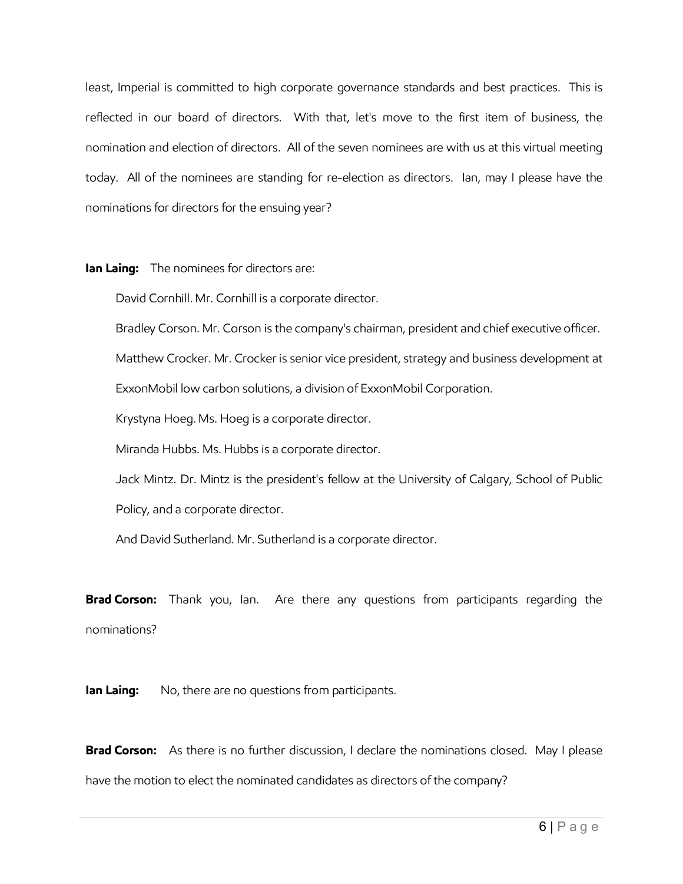least, Imperial is committed to high corporate governance standards and best practices. This is reflected in our board of directors. With that, let's move to the first item of business, the nomination and election of directors. All of the seven nominees are with us at this virtual meeting today. All of the nominees are standing for re-election as directors. Ian, may I please have the nominations for directors for the ensuing year?

**Ian Laing:** The nominees for directors are:

David Cornhill. Mr. Cornhill is a corporate director.

Bradley Corson. Mr. Corson is the company's chairman, president and chief executive officer.

Matthew Crocker. Mr. Crocker is senior vice president, strategy and business development at ExxonMobil low carbon solutions, a division of ExxonMobil Corporation.

Krystyna Hoeg. Ms. Hoeg is a corporate director.

Miranda Hubbs. Ms. Hubbs is a corporate director.

Jack Mintz. Dr. Mintz is the president's fellow at the University of Calgary, School of Public Policy, and a corporate director.

And David Sutherland. Mr. Sutherland is a corporate director.

**Brad Corson:** Thank you, Ian. Are there any questions from participants regarding the nominations?

**Ian Laing:** No, there are no questions from participants.

**Brad Corson:** As there is no further discussion, I declare the nominations closed. May I please have the motion to elect the nominated candidates as directors of the company?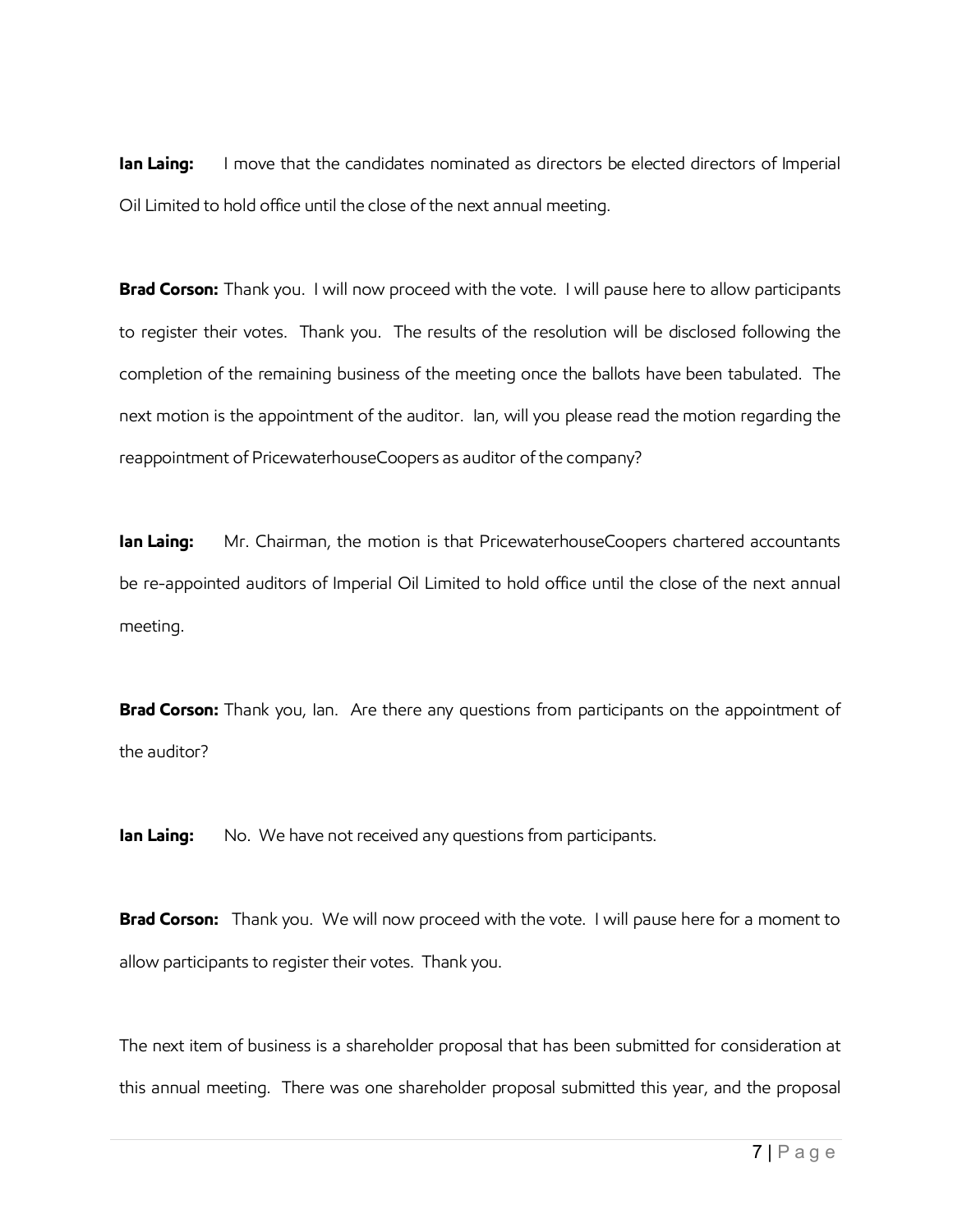**Ian Laing:** I move that the candidates nominated as directors be elected directors of Imperial Oil Limited to hold office until the close of the next annual meeting.

**Brad Corson:** Thank you. I will now proceed with the vote. I will pause here to allow participants to register their votes. Thank you. The results of the resolution will be disclosed following the completion of the remaining business of the meeting once the ballots have been tabulated. The next motion is the appointment of the auditor. Ian, will you please read the motion regarding the reappointment of PricewaterhouseCoopers as auditor of the company?

**Ian Laing:** Mr. Chairman, the motion is that PricewaterhouseCoopers chartered accountants be re-appointed auditors of Imperial Oil Limited to hold office until the close of the next annual meeting.

**Brad Corson:** Thank you, Ian. Are there any questions from participants on the appointment of the auditor?

**Ian Laing:** No. We have not received any questions from participants.

**Brad Corson:** Thank you. We will now proceed with the vote. I will pause here for a moment to allow participants to register their votes. Thank you.

The next item of business is a shareholder proposal that has been submitted for consideration at this annual meeting. There was one shareholder proposal submitted this year, and the proposal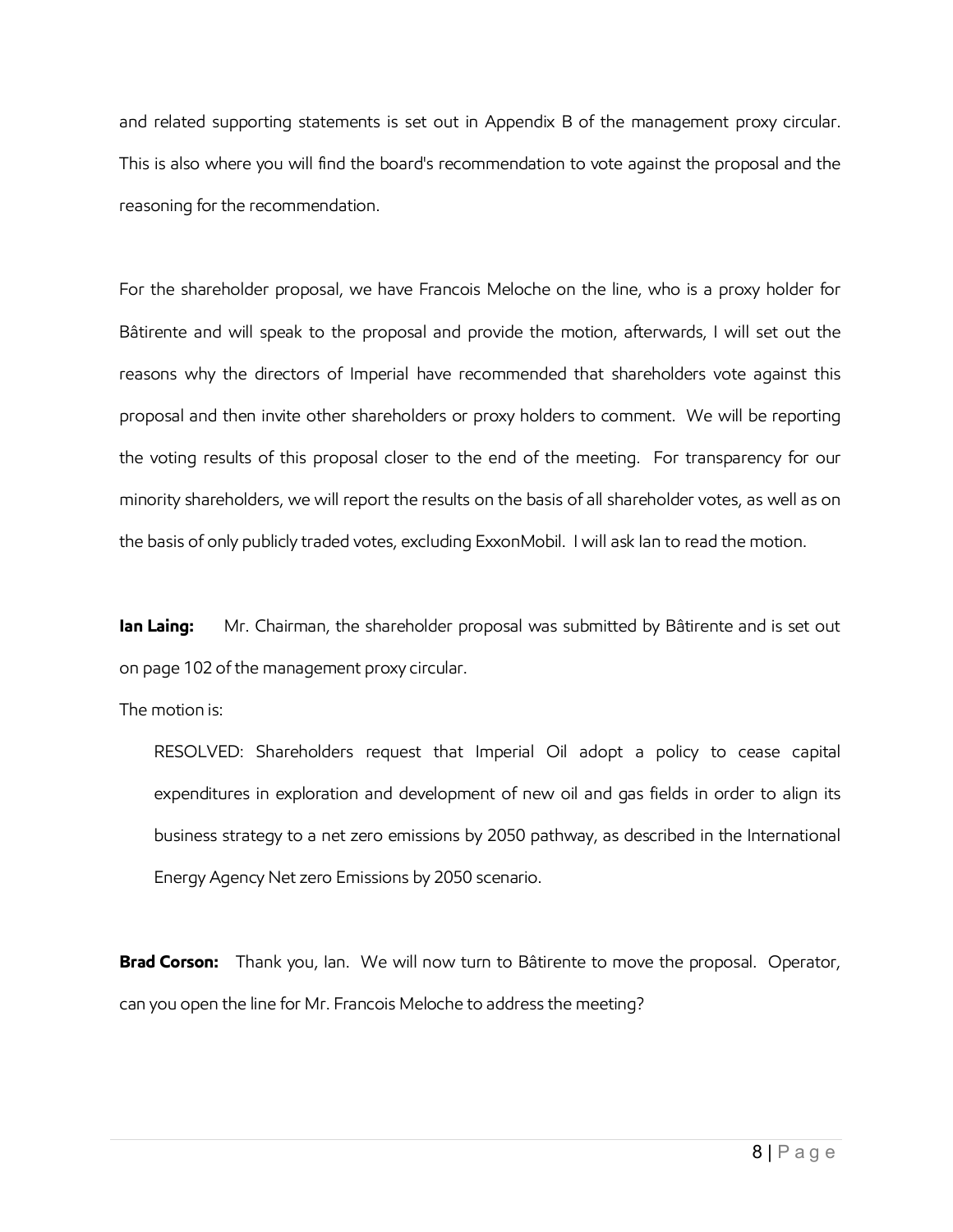and related supporting statements is set out in Appendix B of the management proxy circular. This is also where you will find the board's recommendation to vote against the proposal and the reasoning for the recommendation.

For the shareholder proposal, we have Francois Meloche on the line, who is a proxy holder for Bâtirente and will speak to the proposal and provide the motion, afterwards, I will set out the reasons why the directors of Imperial have recommended that shareholders vote against this proposal and then invite other shareholders or proxy holders to comment. We will be reporting the voting results of this proposal closer to the end of the meeting. For transparency for our minority shareholders, we will report the results on the basis of all shareholder votes, as well as on the basis of only publicly traded votes, excluding ExxonMobil. I will ask Ian to read the motion.

**Ian Laing:** Mr. Chairman, the shareholder proposal was submitted by Bâtirente and is set out on page 102 of the management proxy circular.

The motion is:

> RESOLVED: Shareholders request that Imperial Oil adopt a policy to cease capital expenditures in exploration and development of new oil and gas fields in order to align its business strategy to a net zero emissions by 2050 pathway, as described in the International Energy Agency Net zero Emissions by 2050 scenario.

**Brad Corson:** Thank you, Ian. We will now turn to Bâtirente to move the proposal. Operator, can you open the line for Mr. Francois Meloche to address the meeting?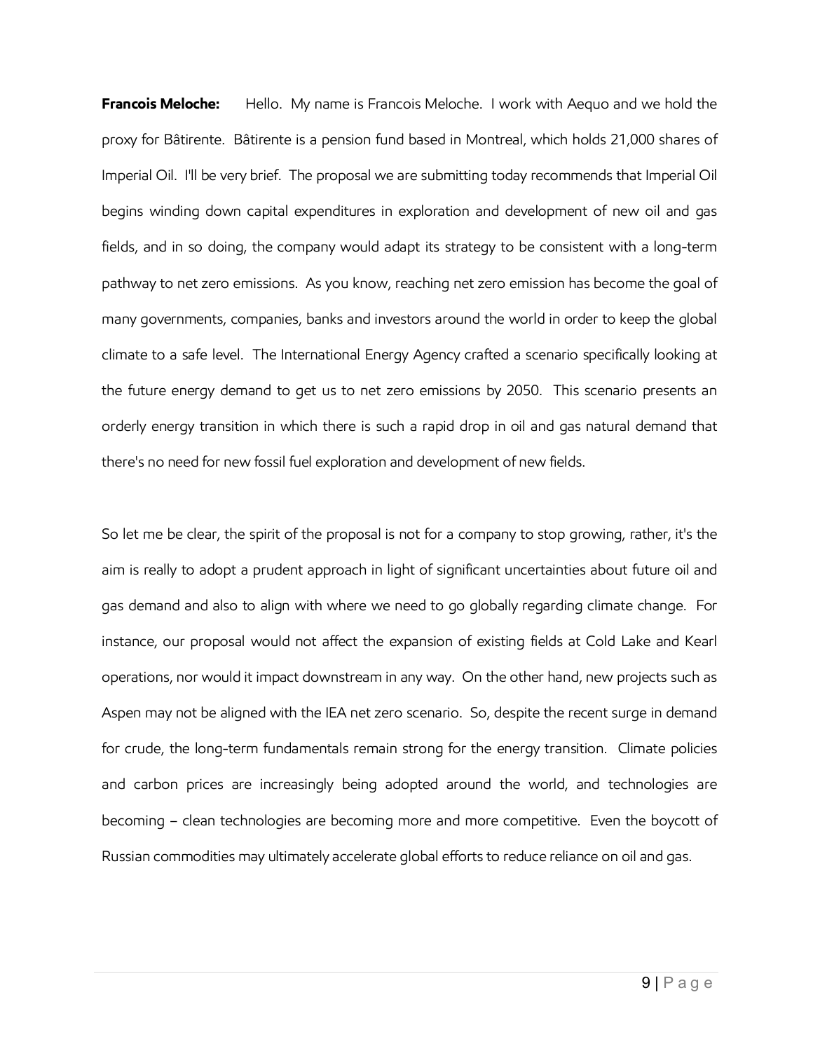**Francois Meloche:** Hello. My name is Francois Meloche. I work with Aequo and we hold the proxy for Bâtirente. Bâtirente is a pension fund based in Montreal, which holds 21,000 shares of Imperial Oil. I'll be very brief. The proposal we are submitting today recommends that Imperial Oil begins winding down capital expenditures in exploration and development of new oil and gas fields, and in so doing, the company would adapt its strategy to be consistent with a long-term pathway to net zero emissions. As you know, reaching net zero emission has become the goal of many governments, companies, banks and investors around the world in order to keep the global climate to a safe level. The International Energy Agency crafted a scenario specifically looking at the future energy demand to get us to net zero emissions by 2050. This scenario presents an orderly energy transition in which there is such a rapid drop in oil and gas natural demand that there's no need for new fossil fuel exploration and development of new fields.

So let me be clear, the spirit of the proposal is not for a company to stop growing, rather, it's the aim is really to adopt a prudent approach in light of significant uncertainties about future oil and gas demand and also to align with where we need to go globally regarding climate change. For instance, our proposal would not affect the expansion of existing fields at Cold Lake and Kearl operations, nor would it impact downstream in any way. On the other hand, new projects such as Aspen may not be aligned with the IEA net zero scenario. So, despite the recent surge in demand for crude, the long-term fundamentals remain strong for the energy transition. Climate policies and carbon prices are increasingly being adopted around the world, and technologies are becoming – clean technologies are becoming more and more competitive. Even the boycott of Russian commodities may ultimately accelerate global efforts to reduce reliance on oil and gas.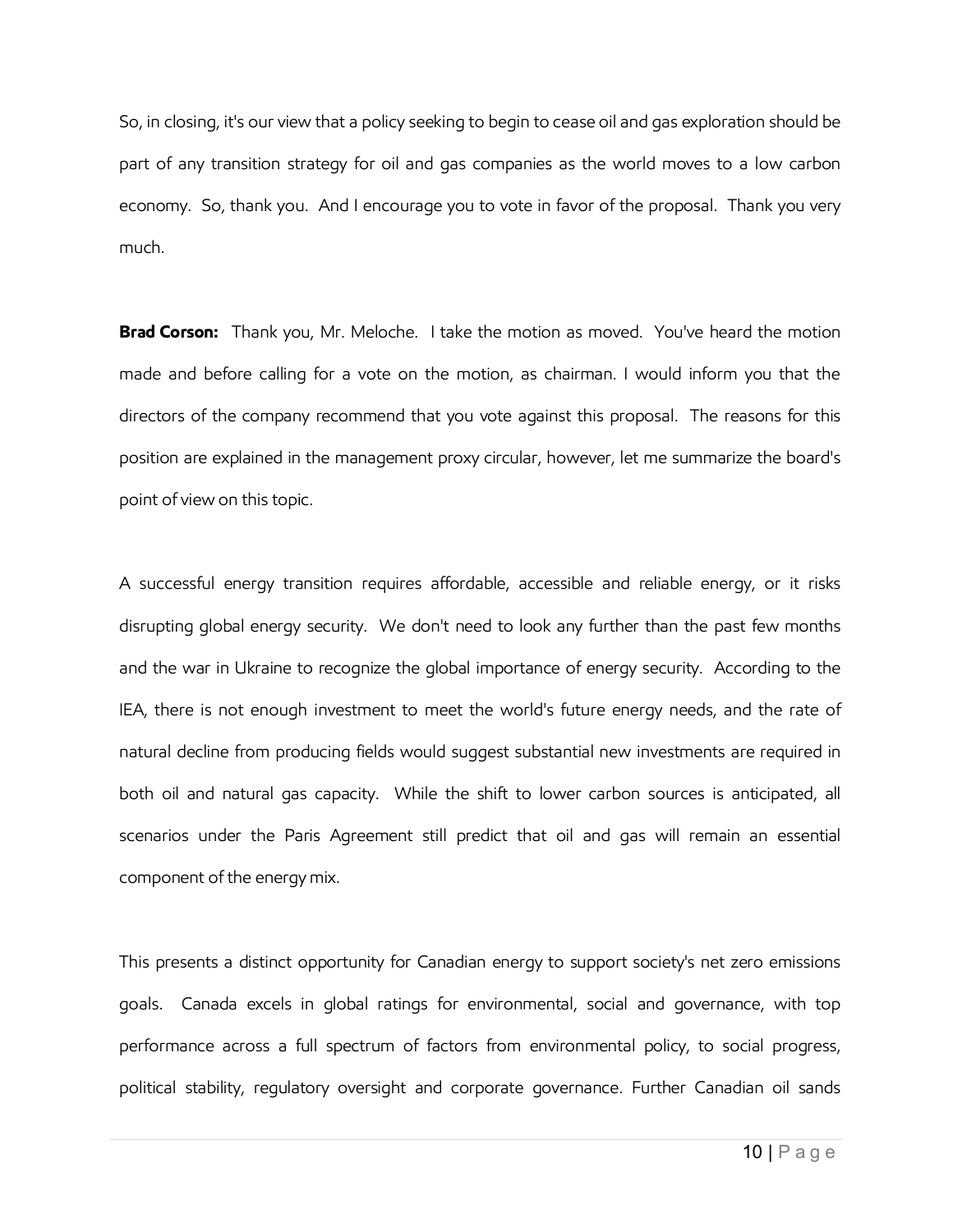So, in closing, it's our view that a policy seeking to begin to cease oil and gas exploration should be part of any transition strategy for oil and gas companies as the world moves to a low carbon economy. So, thank you. And I encourage you to vote in favor of the proposal. Thank you very much.

**Brad Corson:** Thank you, Mr. Meloche. I take the motion as moved. You've heard the motion made and before calling for a vote on the motion, as chairman. I would inform you that the directors of the company recommend that you vote against this proposal. The reasons for this position are explained in the management proxy circular, however, let me summarize the board's point of view on this topic.

A successful energy transition requires affordable, accessible and reliable energy, or it risks disrupting global energy security. We don't need to look any further than the past few months and the war in Ukraine to recognize the global importance of energy security. According to the IEA, there is not enough investment to meet the world's future energy needs, and the rate of natural decline from producing fields would suggest substantial new investments are required in both oil and natural gas capacity. While the shift to lower carbon sources is anticipated, all scenarios under the Paris Agreement still predict that oil and gas will remain an essential component of the energy mix.

This presents a distinct opportunity for Canadian energy to support society's net zero emissions goals. Canada excels in global ratings for environmental, social and governance, with top performance across a full spectrum of factors from environmental policy, to social progress, political stability, regulatory oversight and corporate governance. Further Canadian oil sands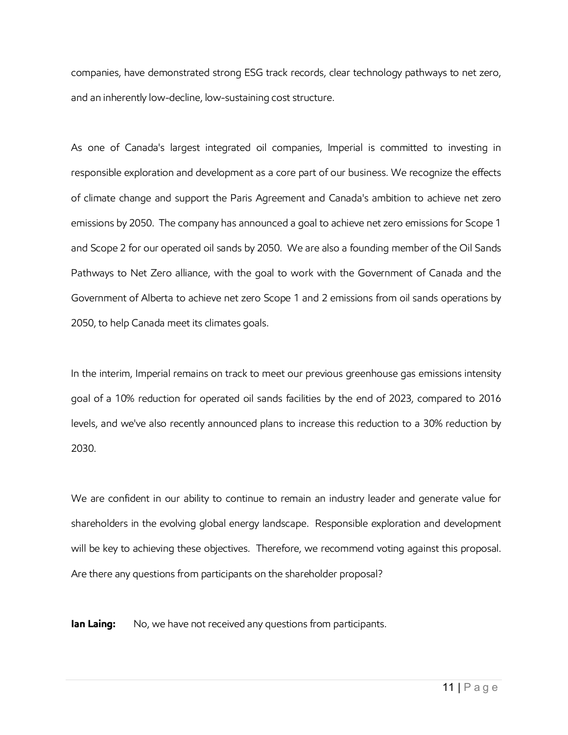companies, have demonstrated strong ESG track records, clear technology pathways to net zero, and an inherently low-decline, low-sustaining cost structure.

As one of Canada's largest integrated oil companies, Imperial is committed to investing in responsible exploration and development as a core part of our business. We recognize the effects of climate change and support the Paris Agreement and Canada's ambition to achieve net zero emissions by 2050. The company has announced a goal to achieve net zero emissions for Scope 1 and Scope 2 for our operated oil sands by 2050. We are also a founding member of the Oil Sands Pathways to Net Zero alliance, with the goal to work with the Government of Canada and the Government of Alberta to achieve net zero Scope 1 and 2 emissions from oil sands operations by 2050, to help Canada meet its climates goals.

In the interim, Imperial remains on track to meet our previous greenhouse gas emissions intensity goal of a 10% reduction for operated oil sands facilities by the end of 2023, compared to 2016 levels, and we've also recently announced plans to increase this reduction to a 30% reduction by 2030.

We are confident in our ability to continue to remain an industry leader and generate value for shareholders in the evolving global energy landscape. Responsible exploration and development will be key to achieving these objectives. Therefore, we recommend voting against this proposal. Are there any questions from participants on the shareholder proposal?

**Ian Laing:** No, we have not received any questions from participants.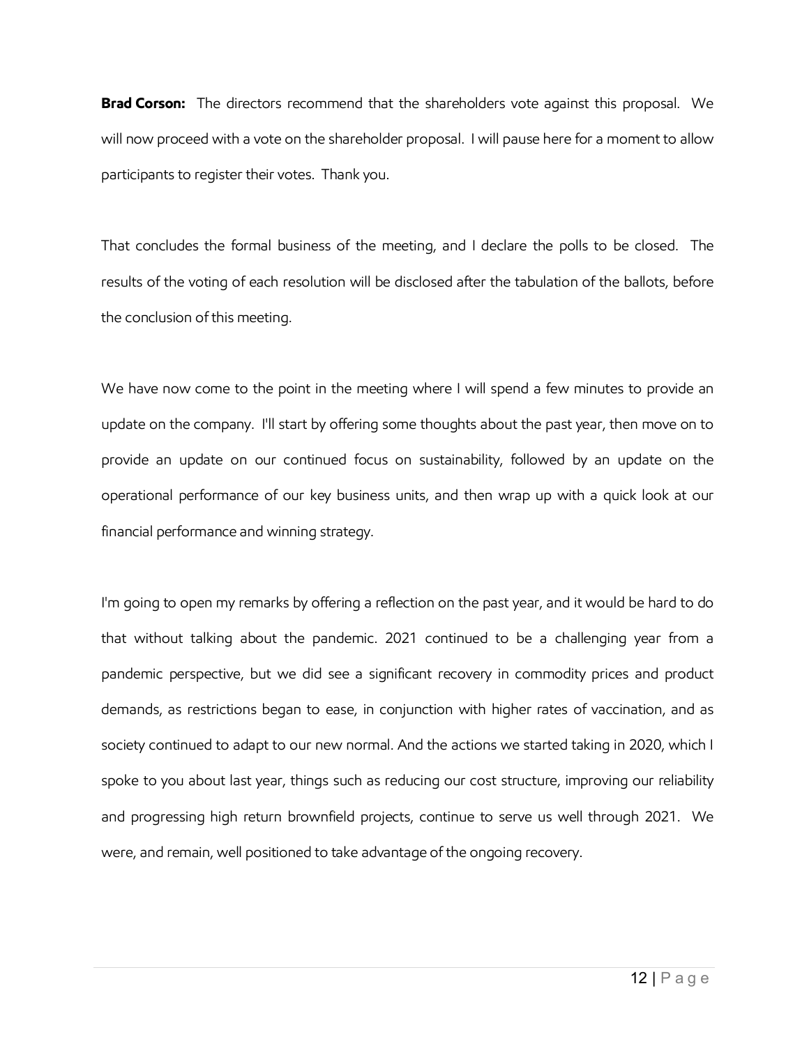**Brad Corson:** The directors recommend that the shareholders vote against this proposal. We will now proceed with a vote on the shareholder proposal. I will pause here for a moment to allow participants to register their votes. Thank you.

That concludes the formal business of the meeting, and I declare the polls to be closed. The results of the voting of each resolution will be disclosed after the tabulation of the ballots, before the conclusion of this meeting.

We have now come to the point in the meeting where I will spend a few minutes to provide an update on the company. I'll start by offering some thoughts about the past year, then move on to provide an update on our continued focus on sustainability, followed by an update on the operational performance of our key business units, and then wrap up with a quick look at our financial performance and winning strategy.

I'm going to open my remarks by offering a reflection on the past year, and it would be hard to do that without talking about the pandemic. 2021 continued to be a challenging year from a pandemic perspective, but we did see a significant recovery in commodity prices and product demands, as restrictions began to ease, in conjunction with higher rates of vaccination, and as society continued to adapt to our new normal. And the actions we started taking in 2020, which I spoke to you about last year, things such as reducing our cost structure, improving our reliability and progressing high return brownfield projects, continue to serve us well through 2021. We were, and remain, well positioned to take advantage of the ongoing recovery.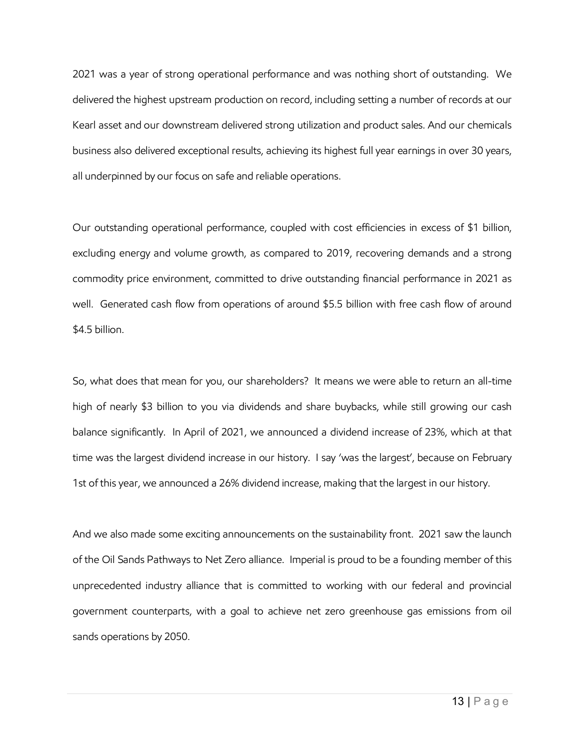2021 was a year of strong operational performance and was nothing short of outstanding. We delivered the highest upstream production on record, including setting a number of records at our Kearl asset and our downstream delivered strong utilization and product sales. And our chemicals business also delivered exceptional results, achieving its highest full year earnings in over 30 years, all underpinned by our focus on safe and reliable operations.

Our outstanding operational performance, coupled with cost efficiencies in excess of $1 billion, excluding energy and volume growth, as compared to 2019, recovering demands and a strong commodity price environment, committed to drive outstanding financial performance in 2021 as well. Generated cash flow from operations of around $5.5 billion with free cash flow of around $4.5 billion.

So, what does that mean for you, our shareholders? It means we were able to return an all-time high of nearly $3 billion to you via dividends and share buybacks, while still growing our cash balance significantly. In April of 2021, we announced a dividend increase of 23%, which at that time was the largest dividend increase in our history. I say 'was the largest', because on February 1st of this year, we announced a 26% dividend increase, making that the largest in our history.

And we also made some exciting announcements on the sustainability front. 2021 saw the launch of the Oil Sands Pathways to Net Zero alliance. Imperial is proud to be a founding member of this unprecedented industry alliance that is committed to working with our federal and provincial government counterparts, with a goal to achieve net zero greenhouse gas emissions from oil sands operations by 2050.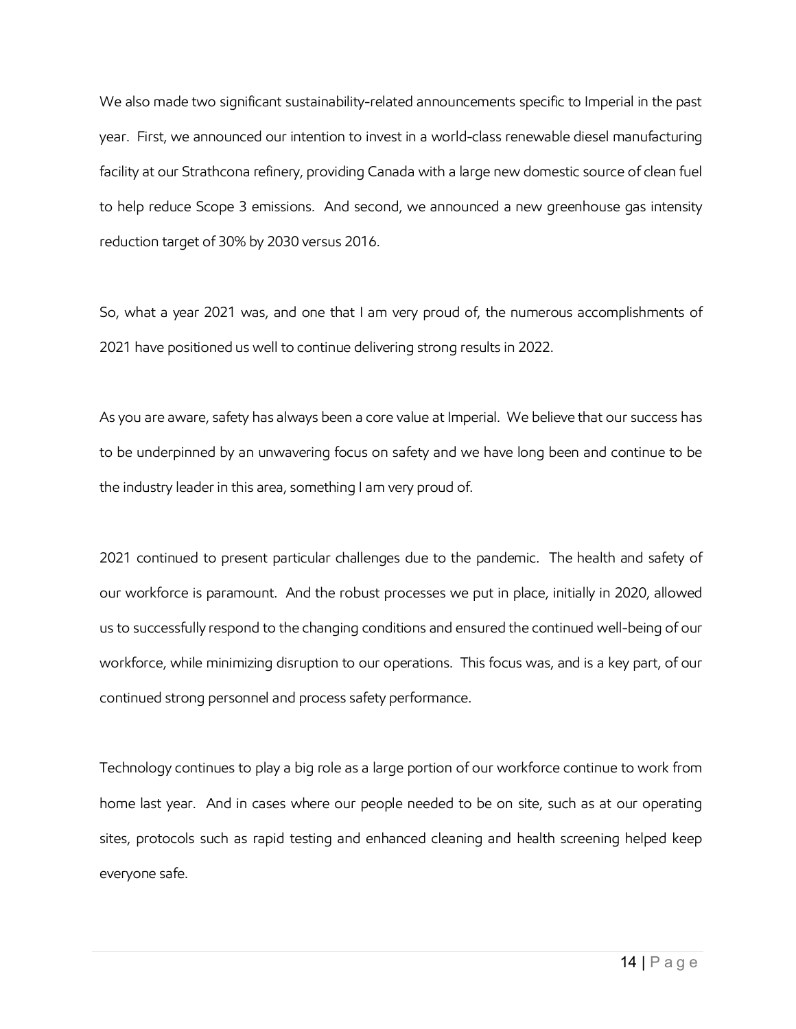We also made two significant sustainability-related announcements specific to Imperial in the past year. First, we announced our intention to invest in a world-class renewable diesel manufacturing facility at our Strathcona refinery, providing Canada with a large new domestic source of clean fuel to help reduce Scope 3 emissions. And second, we announced a new greenhouse gas intensity reduction target of 30% by 2030 versus 2016.

So, what a year 2021 was, and one that I am very proud of, the numerous accomplishments of 2021 have positioned us well to continue delivering strong results in 2022.

As you are aware, safety has always been a core value at Imperial. We believe that our success has to be underpinned by an unwavering focus on safety and we have long been and continue to be the industry leader in this area, something I am very proud of.

2021 continued to present particular challenges due to the pandemic. The health and safety of our workforce is paramount. And the robust processes we put in place, initially in 2020, allowed us to successfully respond to the changing conditions and ensured the continued well-being of our workforce, while minimizing disruption to our operations. This focus was, and is a key part, of our continued strong personnel and process safety performance.

Technology continues to play a big role as a large portion of our workforce continue to work from home last year. And in cases where our people needed to be on site, such as at our operating sites, protocols such as rapid testing and enhanced cleaning and health screening helped keep everyone safe.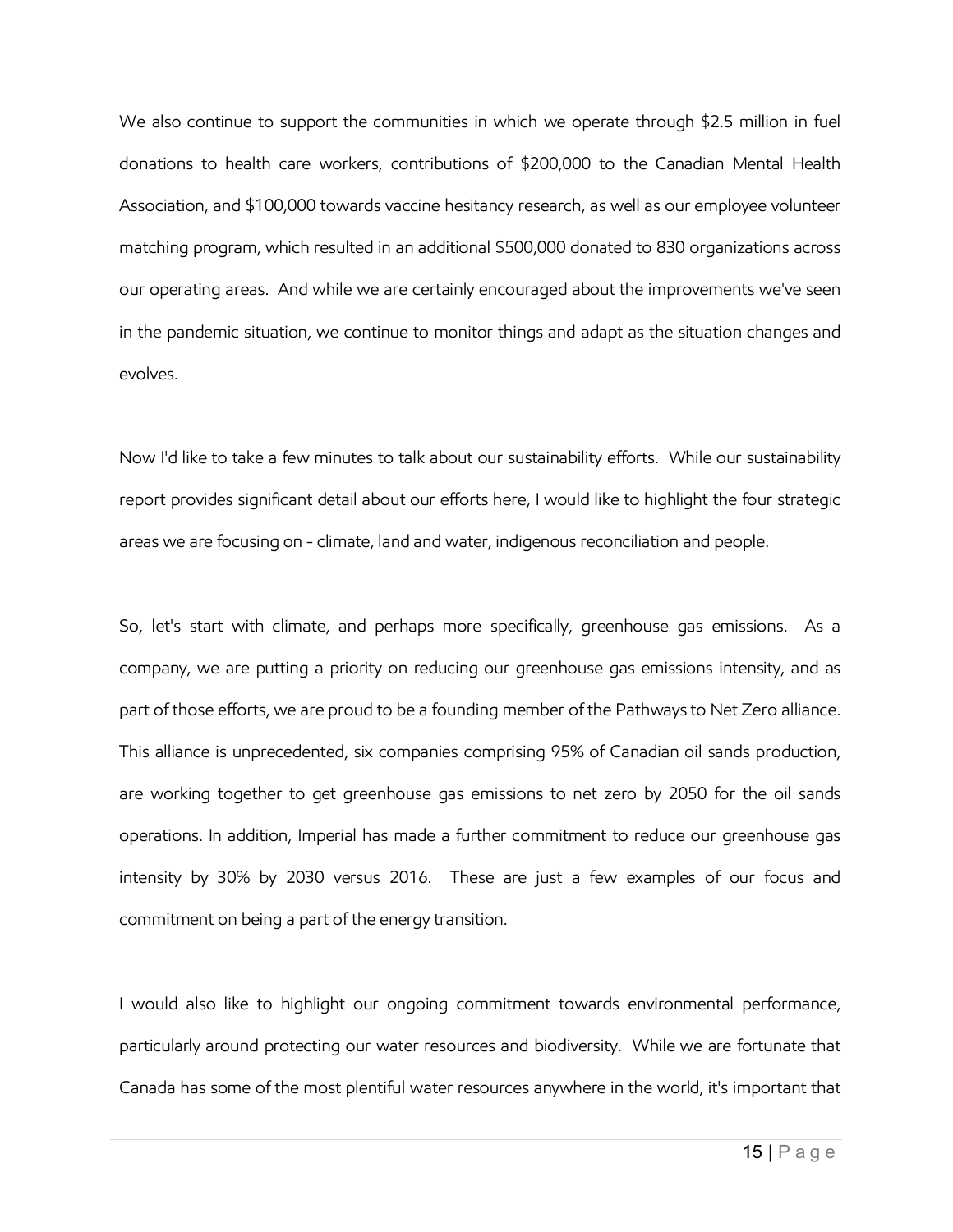We also continue to support the communities in which we operate through $2.5 million in fuel donations to health care workers, contributions of $200,000 to the Canadian Mental Health Association, and $100,000 towards vaccine hesitancy research, as well as our employee volunteer matching program, which resulted in an additional $500,000 donated to 830 organizations across our operating areas. And while we are certainly encouraged about the improvements we've seen in the pandemic situation, we continue to monitor things and adapt as the situation changes and evolves.

Now I'd like to take a few minutes to talk about our sustainability efforts. While our sustainability report provides significant detail about our efforts here, I would like to highlight the four strategic areas we are focusing on - climate, land and water, indigenous reconciliation and people.

So, let's start with climate, and perhaps more specifically, greenhouse gas emissions. As a company, we are putting a priority on reducing our greenhouse gas emissions intensity, and as part of those efforts, we are proud to be a founding member of the Pathways to Net Zero alliance. This alliance is unprecedented, six companies comprising 95% of Canadian oil sands production, are working together to get greenhouse gas emissions to net zero by 2050 for the oil sands operations. In addition, Imperial has made a further commitment to reduce our greenhouse gas intensity by 30% by 2030 versus 2016. These are just a few examples of our focus and commitment on being a part of the energy transition.

I would also like to highlight our ongoing commitment towards environmental performance, particularly around protecting our water resources and biodiversity. While we are fortunate that Canada has some of the most plentiful water resources anywhere in the world, it's important that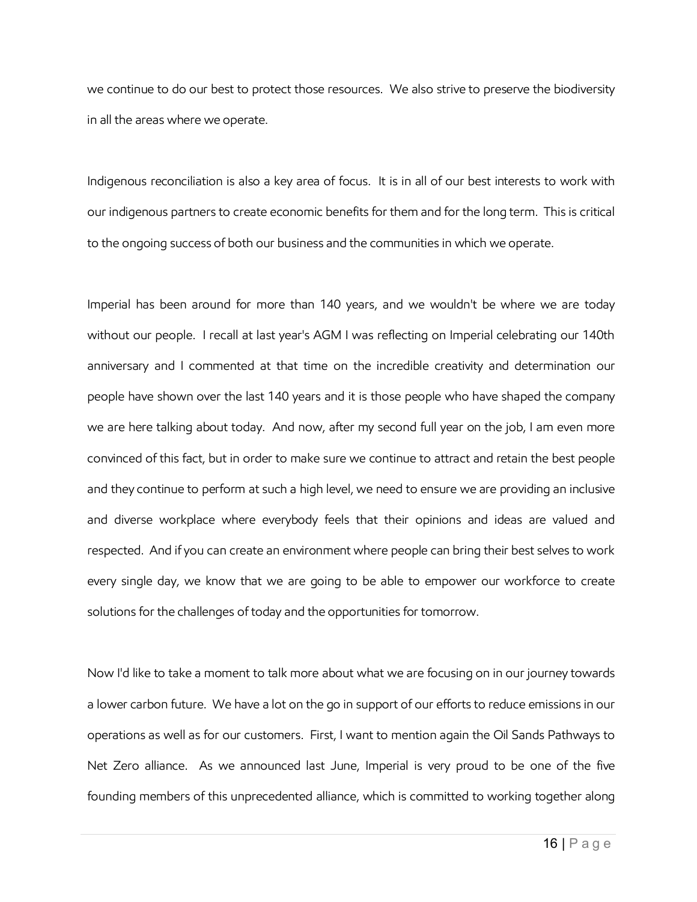we continue to do our best to protect those resources. We also strive to preserve the biodiversity in all the areas where we operate.

Indigenous reconciliation is also a key area of focus. It is in all of our best interests to work with our indigenous partners to create economic benefits for them and for the long term. This is critical to the ongoing success of both our business and the communities in which we operate.

Imperial has been around for more than 140 years, and we wouldn't be where we are today without our people. I recall at last year's AGM I was reflecting on Imperial celebrating our 140th anniversary and I commented at that time on the incredible creativity and determination our people have shown over the last 140 years and it is those people who have shaped the company we are here talking about today. And now, after my second full year on the job, I am even more convinced of this fact, but in order to make sure we continue to attract and retain the best people and they continue to perform at such a high level, we need to ensure we are providing an inclusive and diverse workplace where everybody feels that their opinions and ideas are valued and respected. And if you can create an environment where people can bring their best selves to work every single day, we know that we are going to be able to empower our workforce to create solutions for the challenges of today and the opportunities for tomorrow.

Now I'd like to take a moment to talk more about what we are focusing on in our journey towards a lower carbon future. We have a lot on the go in support of our efforts to reduce emissions in our operations as well as for our customers. First, I want to mention again the Oil Sands Pathways to Net Zero alliance. As we announced last June, Imperial is very proud to be one of the five founding members of this unprecedented alliance, which is committed to working together along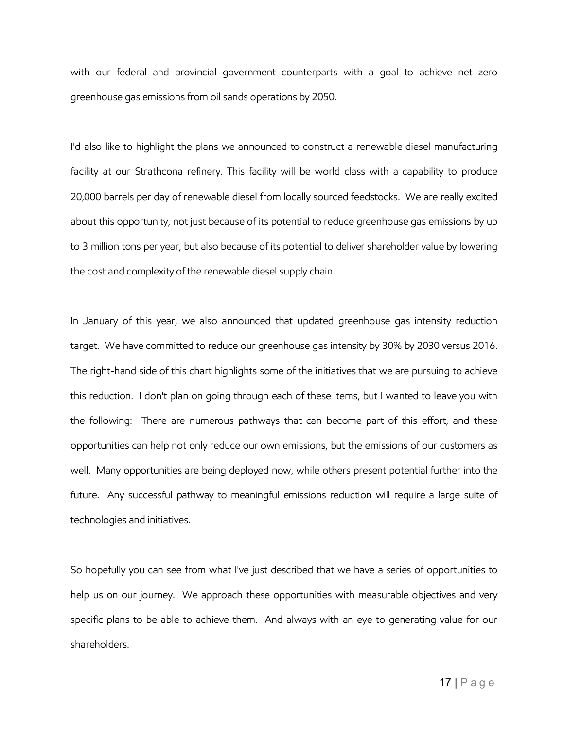with our federal and provincial government counterparts with a goal to achieve net zero greenhouse gas emissions from oil sands operations by 2050.

I'd also like to highlight the plans we announced to construct a renewable diesel manufacturing facility at our Strathcona refinery. This facility will be world class with a capability to produce 20,000 barrels per day of renewable diesel from locally sourced feedstocks. We are really excited about this opportunity, not just because of its potential to reduce greenhouse gas emissions by up to 3 million tons per year, but also because of its potential to deliver shareholder value by lowering the cost and complexity of the renewable diesel supply chain.

In January of this year, we also announced that updated greenhouse gas intensity reduction target. We have committed to reduce our greenhouse gas intensity by 30% by 2030 versus 2016. The right-hand side of this chart highlights some of the initiatives that we are pursuing to achieve this reduction. I don't plan on going through each of these items, but I wanted to leave you with the following: There are numerous pathways that can become part of this effort, and these opportunities can help not only reduce our own emissions, but the emissions of our customers as well. Many opportunities are being deployed now, while others present potential further into the future. Any successful pathway to meaningful emissions reduction will require a large suite of technologies and initiatives.

So hopefully you can see from what I've just described that we have a series of opportunities to help us on our journey. We approach these opportunities with measurable objectives and very specific plans to be able to achieve them. And always with an eye to generating value for our shareholders.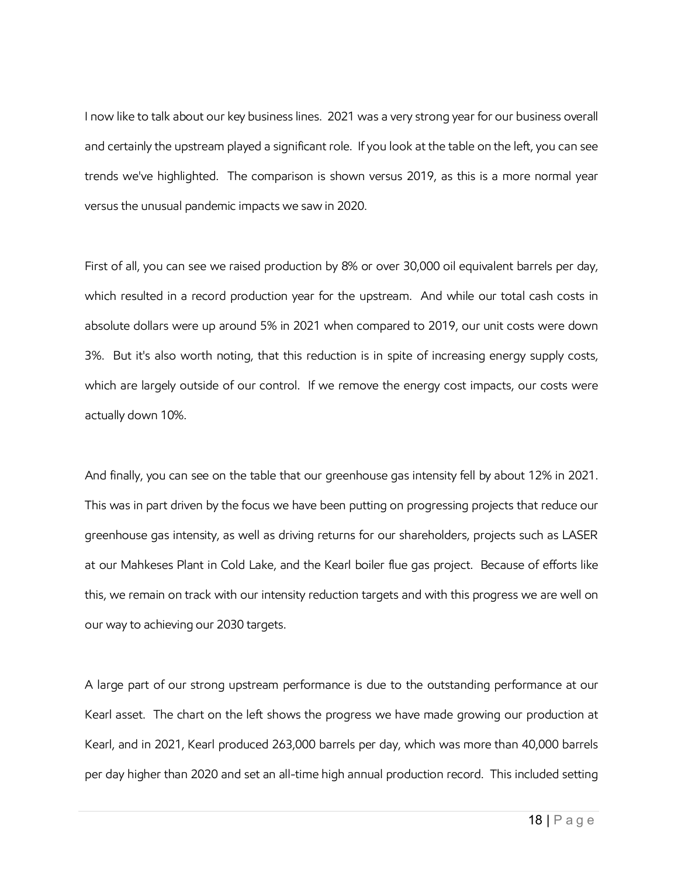I now like to talk about our key business lines. 2021 was a very strong year for our business overall and certainly the upstream played a significant role. If you look at the table on the left, you can see trends we've highlighted. The comparison is shown versus 2019, as this is a more normal year versus the unusual pandemic impacts we saw in 2020.

First of all, you can see we raised production by 8% or over 30,000 oil equivalent barrels per day, which resulted in a record production year for the upstream. And while our total cash costs in absolute dollars were up around 5% in 2021 when compared to 2019, our unit costs were down 3%. But it's also worth noting, that this reduction is in spite of increasing energy supply costs, which are largely outside of our control. If we remove the energy cost impacts, our costs were actually down 10%.

And finally, you can see on the table that our greenhouse gas intensity fell by about 12% in 2021. This was in part driven by the focus we have been putting on progressing projects that reduce our greenhouse gas intensity, as well as driving returns for our shareholders, projects such as LASER at our Mahkeses Plant in Cold Lake, and the Kearl boiler flue gas project. Because of efforts like this, we remain on track with our intensity reduction targets and with this progress we are well on our way to achieving our 2030 targets.

A large part of our strong upstream performance is due to the outstanding performance at our Kearl asset. The chart on the left shows the progress we have made growing our production at Kearl, and in 2021, Kearl produced 263,000 barrels per day, which was more than 40,000 barrels per day higher than 2020 and set an all-time high annual production record. This included setting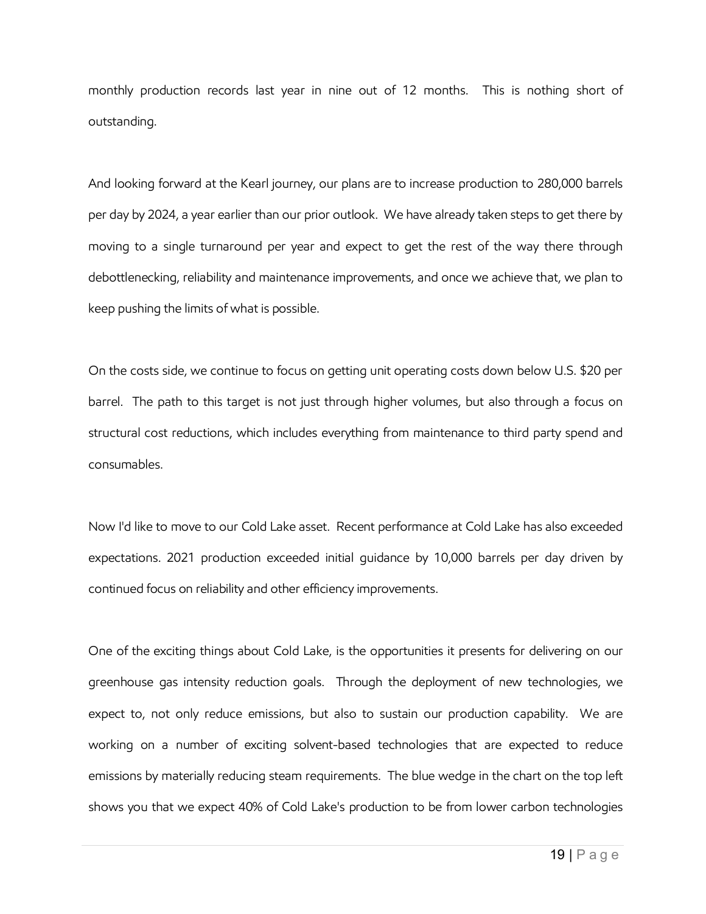monthly production records last year in nine out of 12 months. This is nothing short of outstanding.

And looking forward at the Kearl journey, our plans are to increase production to 280,000 barrels per day by 2024, a year earlier than our prior outlook. We have already taken steps to get there by moving to a single turnaround per year and expect to get the rest of the way there through debottlenecking, reliability and maintenance improvements, and once we achieve that, we plan to keep pushing the limits of what is possible.

On the costs side, we continue to focus on getting unit operating costs down below U.S. $20 per barrel. The path to this target is not just through higher volumes, but also through a focus on structural cost reductions, which includes everything from maintenance to third party spend and consumables.

Now I'd like to move to our Cold Lake asset. Recent performance at Cold Lake has also exceeded expectations. 2021 production exceeded initial guidance by 10,000 barrels per day driven by continued focus on reliability and other efficiency improvements.

One of the exciting things about Cold Lake, is the opportunities it presents for delivering on our greenhouse gas intensity reduction goals. Through the deployment of new technologies, we expect to, not only reduce emissions, but also to sustain our production capability. We are working on a number of exciting solvent-based technologies that are expected to reduce emissions by materially reducing steam requirements. The blue wedge in the chart on the top left shows you that we expect 40% of Cold Lake's production to be from lower carbon technologies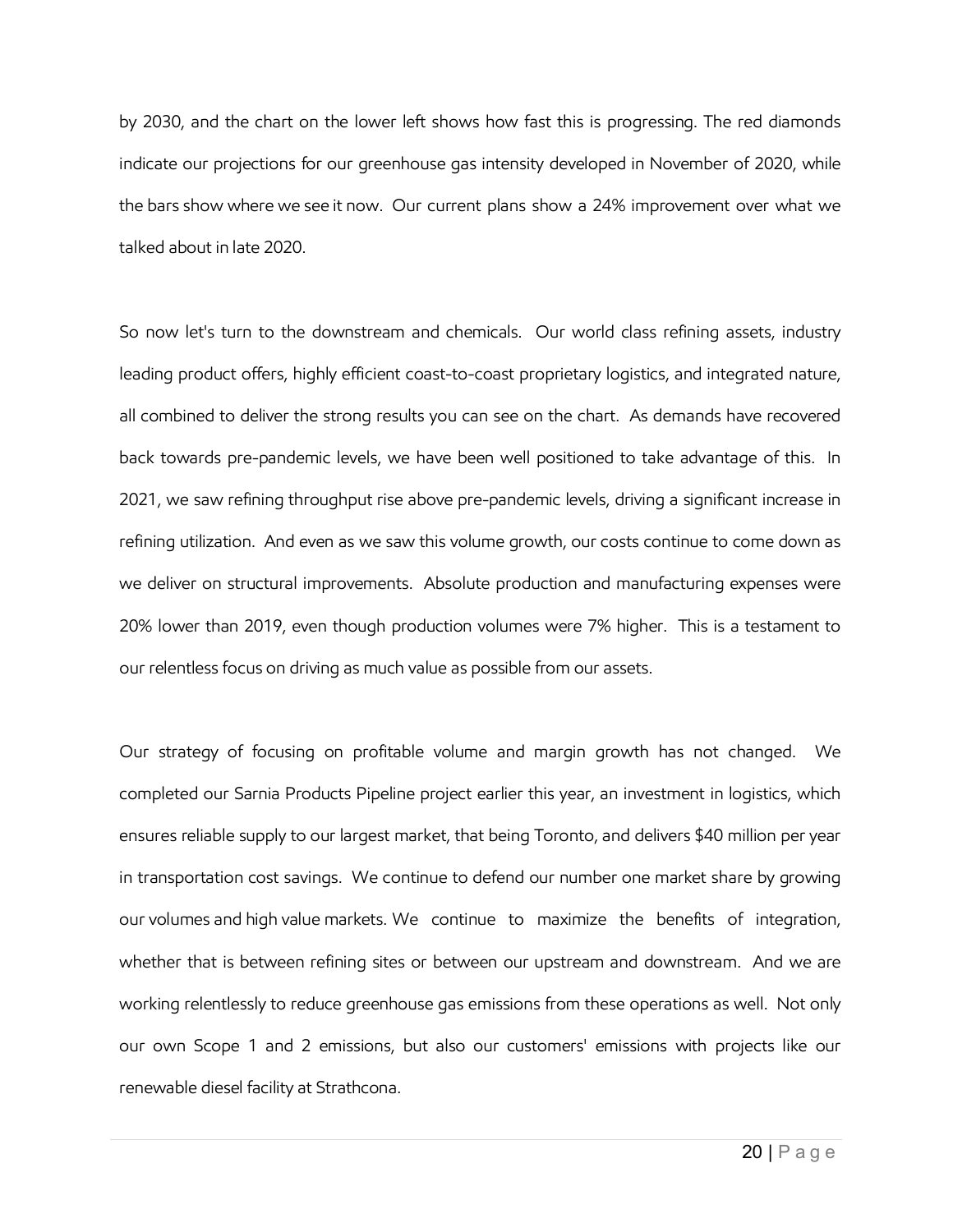by 2030, and the chart on the lower left shows how fast this is progressing. The red diamonds indicate our projections for our greenhouse gas intensity developed in November of 2020, while the bars show where we see it now. Our current plans show a 24% improvement over what we talked about in late 2020.

So now let's turn to the downstream and chemicals. Our world class refining assets, industry leading product offers, highly efficient coast-to-coast proprietary logistics, and integrated nature, all combined to deliver the strong results you can see on the chart. As demands have recovered back towards pre-pandemic levels, we have been well positioned to take advantage of this. In 2021, we saw refining throughput rise above pre-pandemic levels, driving a significant increase in refining utilization. And even as we saw this volume growth, our costs continue to come down as we deliver on structural improvements. Absolute production and manufacturing expenses were 20% lower than 2019, even though production volumes were 7% higher. This is a testament to our relentless focus on driving as much value as possible from our assets.

Our strategy of focusing on profitable volume and margin growth has not changed. We completed our Sarnia Products Pipeline project earlier this year, an investment in logistics, which ensures reliable supply to our largest market, that being Toronto, and delivers $40 million per year in transportation cost savings. We continue to defend our number one market share by growing our volumes and high value markets. We continue to maximize the benefits of integration, whether that is between refining sites or between our upstream and downstream. And we are working relentlessly to reduce greenhouse gas emissions from these operations as well. Not only our own Scope 1 and 2 emissions, but also our customers' emissions with projects like our renewable diesel facility at Strathcona.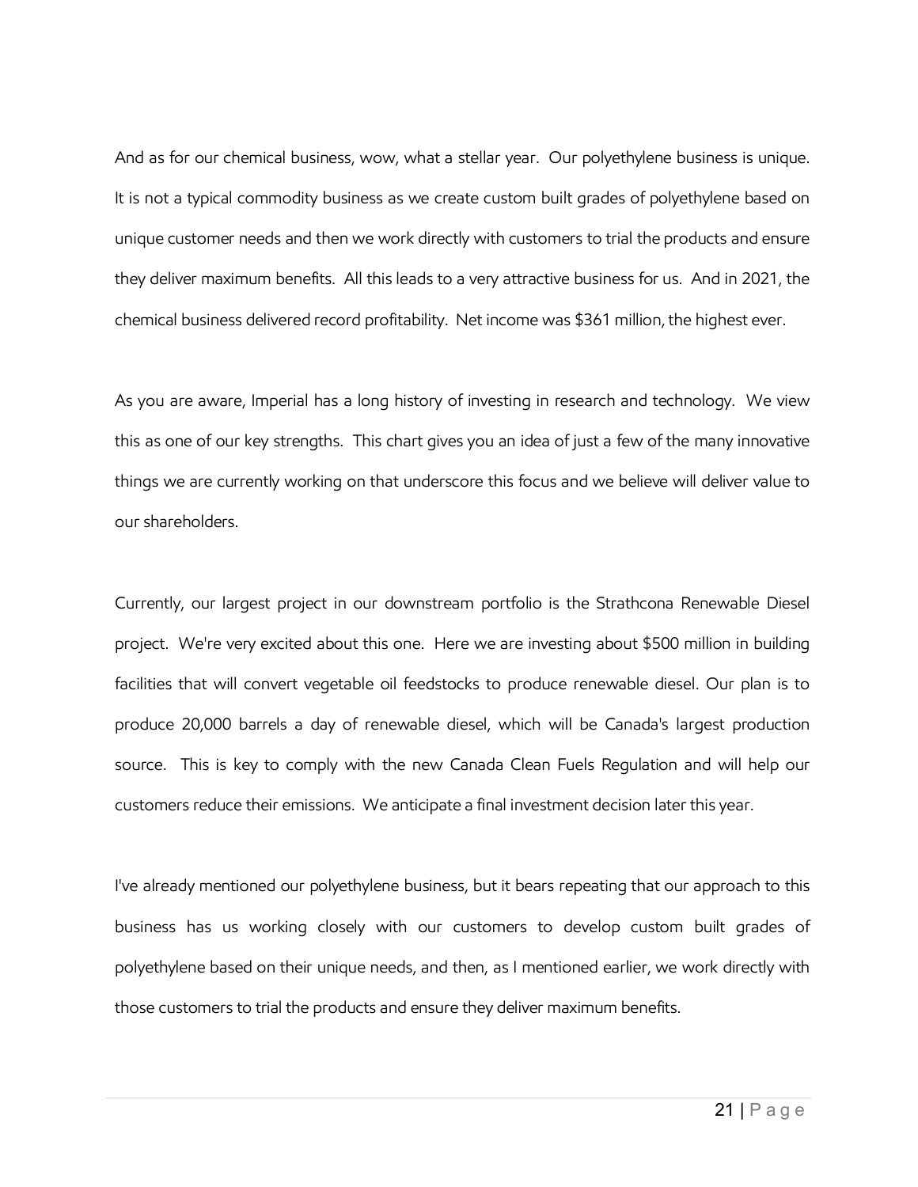And as for our chemical business, wow, what a stellar year. Our polyethylene business is unique. It is not a typical commodity business as we create custom built grades of polyethylene based on unique customer needs and then we work directly with customers to trial the products and ensure they deliver maximum benefits. All this leads to a very attractive business for us. And in 2021, the chemical business delivered record profitability. Net income was $361 million, the highest ever.

As you are aware, Imperial has a long history of investing in research and technology. We view this as one of our key strengths. This chart gives you an idea of just a few of the many innovative things we are currently working on that underscore this focus and we believe will deliver value to our shareholders.

Currently, our largest project in our downstream portfolio is the Strathcona Renewable Diesel project. We're very excited about this one. Here we are investing about $500 million in building facilities that will convert vegetable oil feedstocks to produce renewable diesel. Our plan is to produce 20,000 barrels a day of renewable diesel, which will be Canada's largest production source. This is key to comply with the new Canada Clean Fuels Regulation and will help our customers reduce their emissions. We anticipate a final investment decision later this year.

I've already mentioned our polyethylene business, but it bears repeating that our approach to this business has us working closely with our customers to develop custom built grades of polyethylene based on their unique needs, and then, as I mentioned earlier, we work directly with those customers to trial the products and ensure they deliver maximum benefits.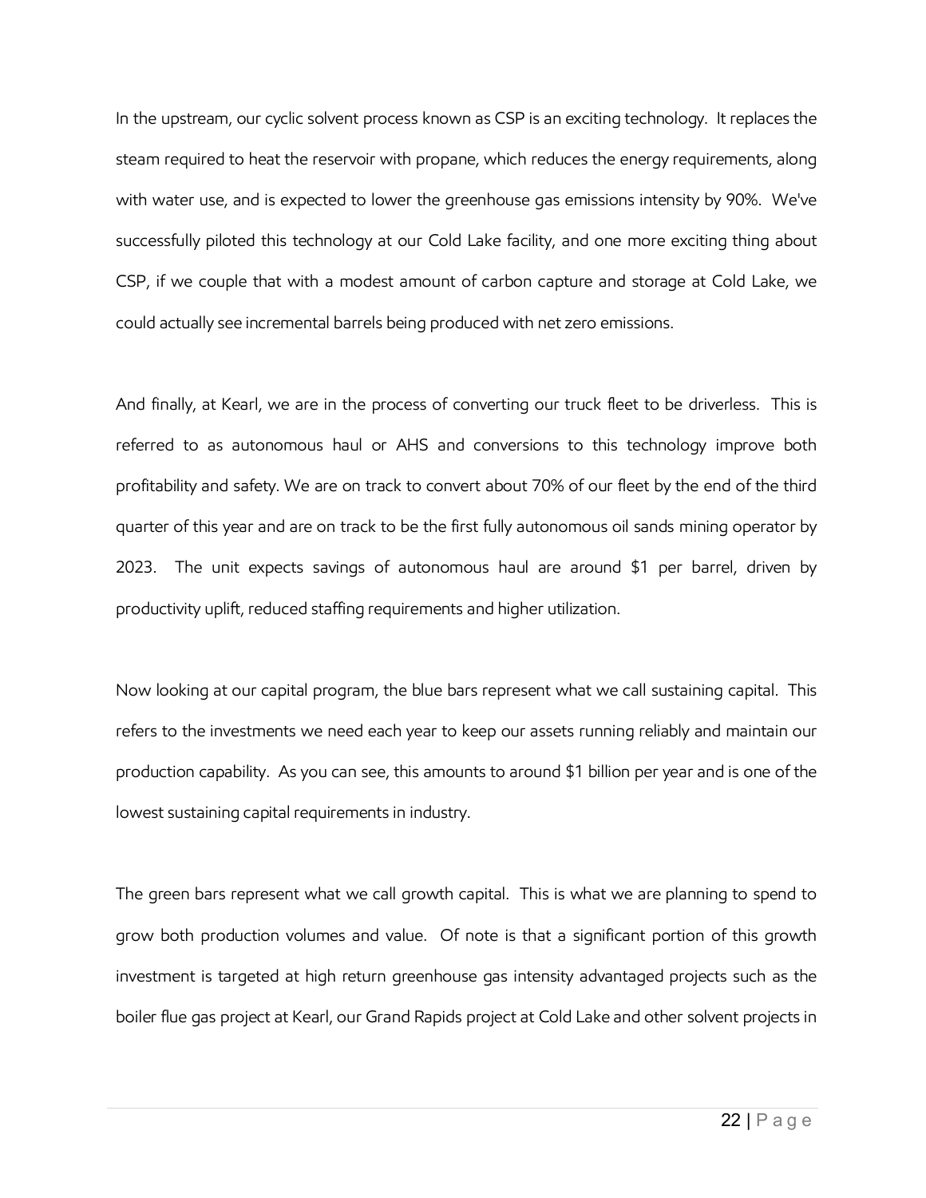In the upstream, our cyclic solvent process known as CSP is an exciting technology. It replaces the steam required to heat the reservoir with propane, which reduces the energy requirements, along with water use, and is expected to lower the greenhouse gas emissions intensity by 90%. We've successfully piloted this technology at our Cold Lake facility, and one more exciting thing about CSP, if we couple that with a modest amount of carbon capture and storage at Cold Lake, we could actually see incremental barrels being produced with net zero emissions.

And finally, at Kearl, we are in the process of converting our truck fleet to be driverless. This is referred to as autonomous haul or AHS and conversions to this technology improve both profitability and safety. We are on track to convert about 70% of our fleet by the end of the third quarter of this year and are on track to be the first fully autonomous oil sands mining operator by 2023. The unit expects savings of autonomous haul are around $1 per barrel, driven by productivity uplift, reduced staffing requirements and higher utilization.

Now looking at our capital program, the blue bars represent what we call sustaining capital. This refers to the investments we need each year to keep our assets running reliably and maintain our production capability. As you can see, this amounts to around $1 billion per year and is one of the lowest sustaining capital requirements in industry.

The green bars represent what we call growth capital. This is what we are planning to spend to grow both production volumes and value. Of note is that a significant portion of this growth investment is targeted at high return greenhouse gas intensity advantaged projects such as the boiler flue gas project at Kearl, our Grand Rapids project at Cold Lake and other solvent projects in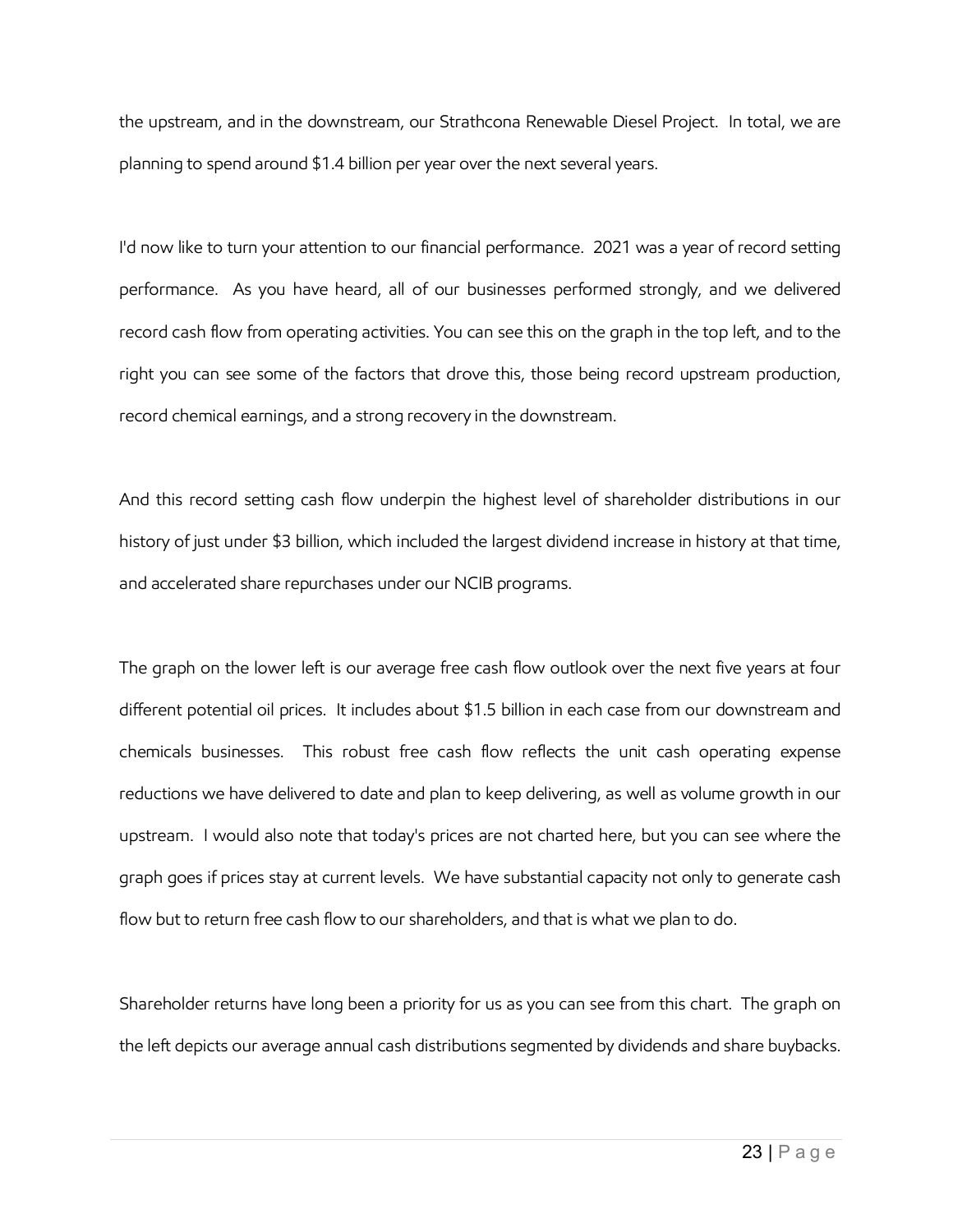the upstream, and in the downstream, our Strathcona Renewable Diesel Project. In total, we are planning to spend around $1.4 billion per year over the next several years.

I'd now like to turn your attention to our financial performance. 2021 was a year of record setting performance. As you have heard, all of our businesses performed strongly, and we delivered record cash flow from operating activities. You can see this on the graph in the top left, and to the right you can see some of the factors that drove this, those being record upstream production, record chemical earnings, and a strong recovery in the downstream.

And this record setting cash flow underpin the highest level of shareholder distributions in our history of just under $3 billion, which included the largest dividend increase in history at that time, and accelerated share repurchases under our NCIB programs.

The graph on the lower left is our average free cash flow outlook over the next five years at four different potential oil prices. It includes about $1.5 billion in each case from our downstream and chemicals businesses. This robust free cash flow reflects the unit cash operating expense reductions we have delivered to date and plan to keep delivering, as well as volume growth in our upstream. I would also note that today's prices are not charted here, but you can see where the graph goes if prices stay at current levels. We have substantial capacity not only to generate cash flow but to return free cash flow to our shareholders, and that is what we plan to do.

Shareholder returns have long been a priority for us as you can see from this chart. The graph on the left depicts our average annual cash distributions segmented by dividends and share buybacks.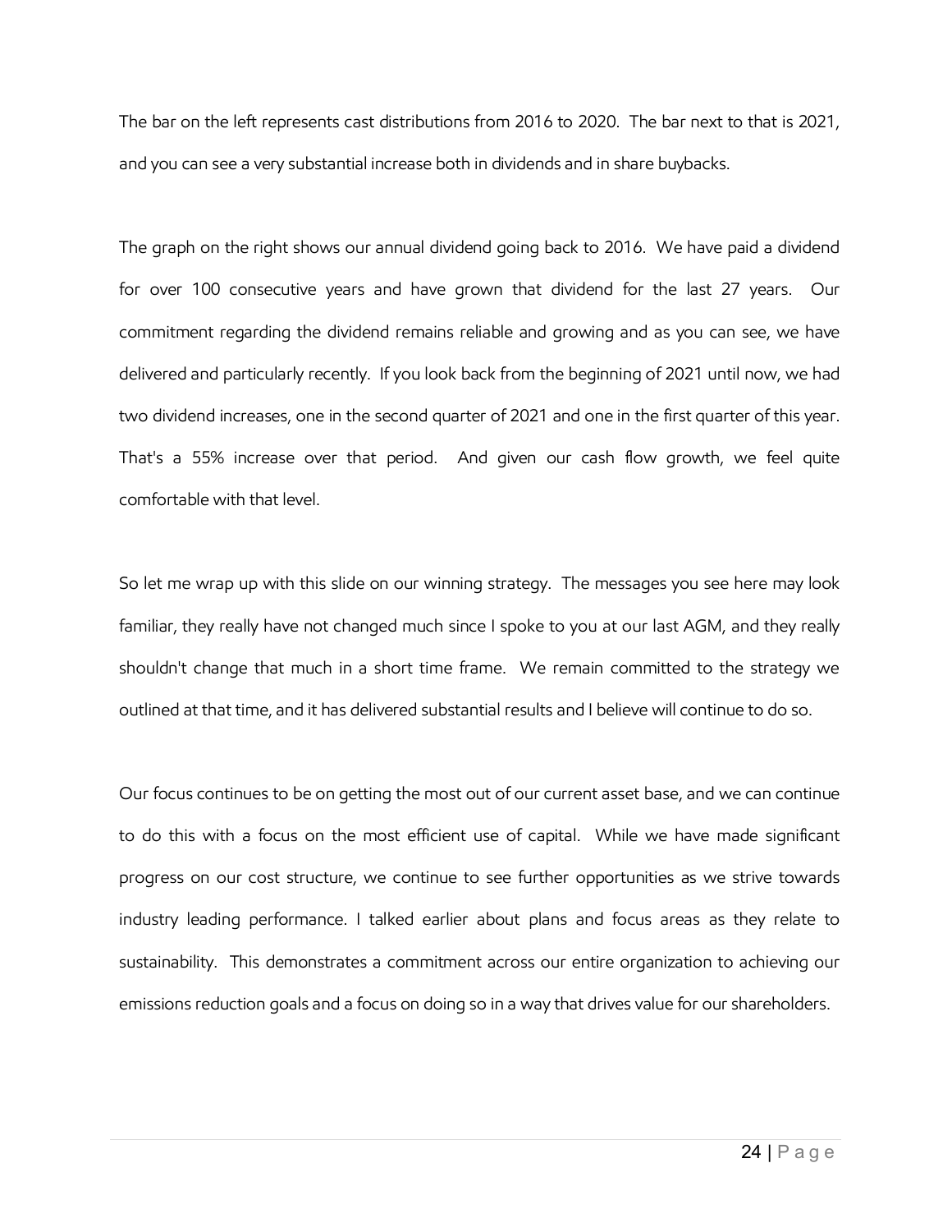The bar on the left represents cast distributions from 2016 to 2020. The bar next to that is 2021, and you can see a very substantial increase both in dividends and in share buybacks.

The graph on the right shows our annual dividend going back to 2016. We have paid a dividend for over 100 consecutive years and have grown that dividend for the last 27 years. Our commitment regarding the dividend remains reliable and growing and as you can see, we have delivered and particularly recently. If you look back from the beginning of 2021 until now, we had two dividend increases, one in the second quarter of 2021 and one in the first quarter of this year. That's a 55% increase over that period. And given our cash flow growth, we feel quite comfortable with that level.

So let me wrap up with this slide on our winning strategy. The messages you see here may look familiar, they really have not changed much since I spoke to you at our last AGM, and they really shouldn't change that much in a short time frame. We remain committed to the strategy we outlined at that time, and it has delivered substantial results and I believe will continue to do so.

Our focus continues to be on getting the most out of our current asset base, and we can continue to do this with a focus on the most efficient use of capital. While we have made significant progress on our cost structure, we continue to see further opportunities as we strive towards industry leading performance. I talked earlier about plans and focus areas as they relate to sustainability. This demonstrates a commitment across our entire organization to achieving our emissions reduction goals and a focus on doing so in a way that drives value for our shareholders.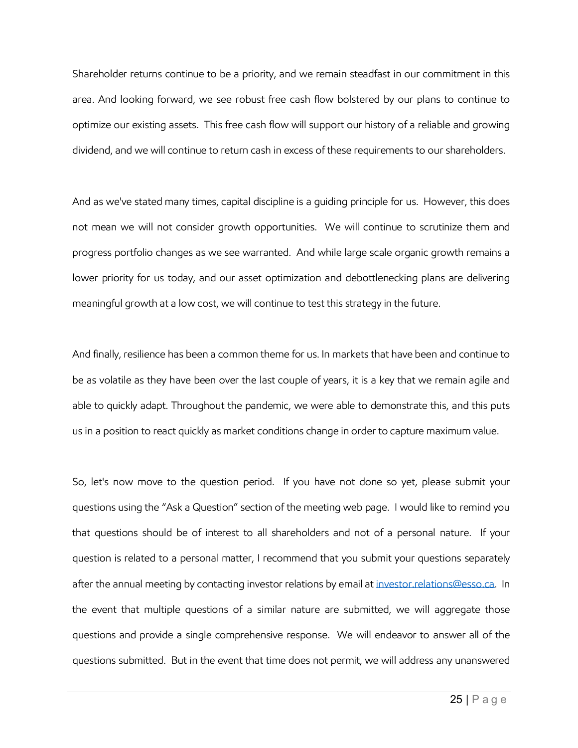Shareholder returns continue to be a priority, and we remain steadfast in our commitment in this area. And looking forward, we see robust free cash flow bolstered by our plans to continue to optimize our existing assets. This free cash flow will support our history of a reliable and growing dividend, and we will continue to return cash in excess of these requirements to our shareholders.

And as we've stated many times, capital discipline is a guiding principle for us. However, this does not mean we will not consider growth opportunities. We will continue to scrutinize them and progress portfolio changes as we see warranted. And while large scale organic growth remains a lower priority for us today, and our asset optimization and debottlenecking plans are delivering meaningful growth at a low cost, we will continue to test this strategy in the future.

And finally, resilience has been a common theme for us. In markets that have been and continue to be as volatile as they have been over the last couple of years, it is a key that we remain agile and able to quickly adapt. Throughout the pandemic, we were able to demonstrate this, and this puts us in a position to react quickly as market conditions change in order to capture maximum value.

So, let's now move to the question period. If you have not done so yet, please submit your questions using the "Ask a Question" section of the meeting web page. I would like to remind you that questions should be of interest to all shareholders and not of a personal nature. If your question is related to a personal matter, I recommend that you submit your questions separately after the annual meeting by contacting investor relations by email at investor.relations@esso.ca. In the event that multiple questions of a similar nature are submitted, we will aggregate those questions and provide a single comprehensive response. We will endeavor to answer all of the questions submitted. But in the event that time does not permit, we will address any unanswered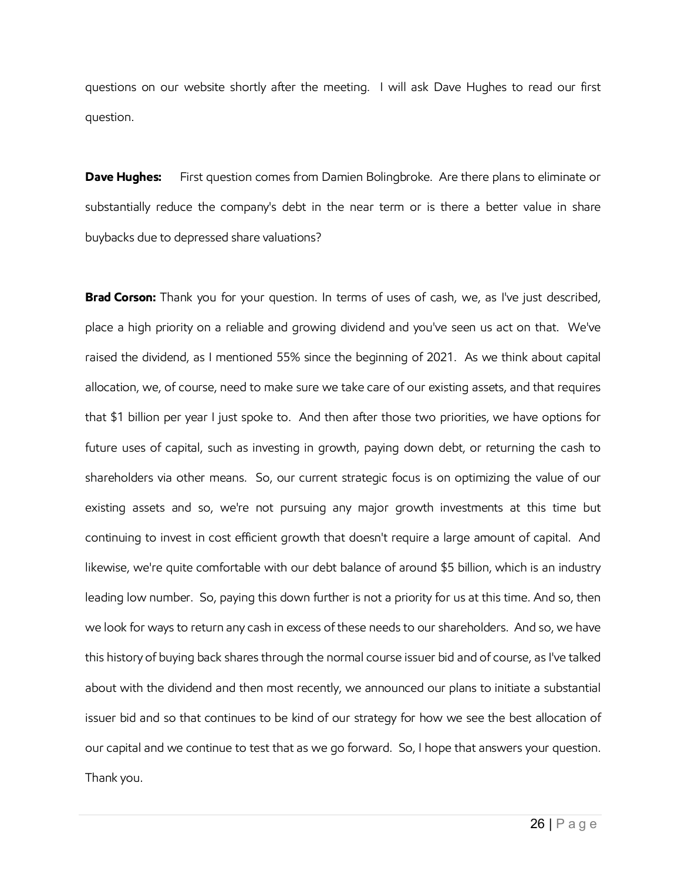questions on our website shortly after the meeting. I will ask Dave Hughes to read our first question.

**Dave Hughes:** First question comes from Damien Bolingbroke. Are there plans to eliminate or substantially reduce the company's debt in the near term or is there a better value in share buybacks due to depressed share valuations?

**Brad Corson:** Thank you for your question. In terms of uses of cash, we, as I've just described, place a high priority on a reliable and growing dividend and you've seen us act on that. We've raised the dividend, as I mentioned 55% since the beginning of 2021. As we think about capital allocation, we, of course, need to make sure we take care of our existing assets, and that requires that $1 billion per year I just spoke to. And then after those two priorities, we have options for future uses of capital, such as investing in growth, paying down debt, or returning the cash to shareholders via other means. So, our current strategic focus is on optimizing the value of our existing assets and so, we're not pursuing any major growth investments at this time but continuing to invest in cost efficient growth that doesn't require a large amount of capital. And likewise, we're quite comfortable with our debt balance of around $5 billion, which is an industry leading low number. So, paying this down further is not a priority for us at this time. And so, then we look for ways to return any cash in excess of these needs to our shareholders. And so, we have this history of buying back shares through the normal course issuer bid and of course, as I've talked about with the dividend and then most recently, we announced our plans to initiate a substantial issuer bid and so that continues to be kind of our strategy for how we see the best allocation of our capital and we continue to test that as we go forward. So, I hope that answers your question. Thank you.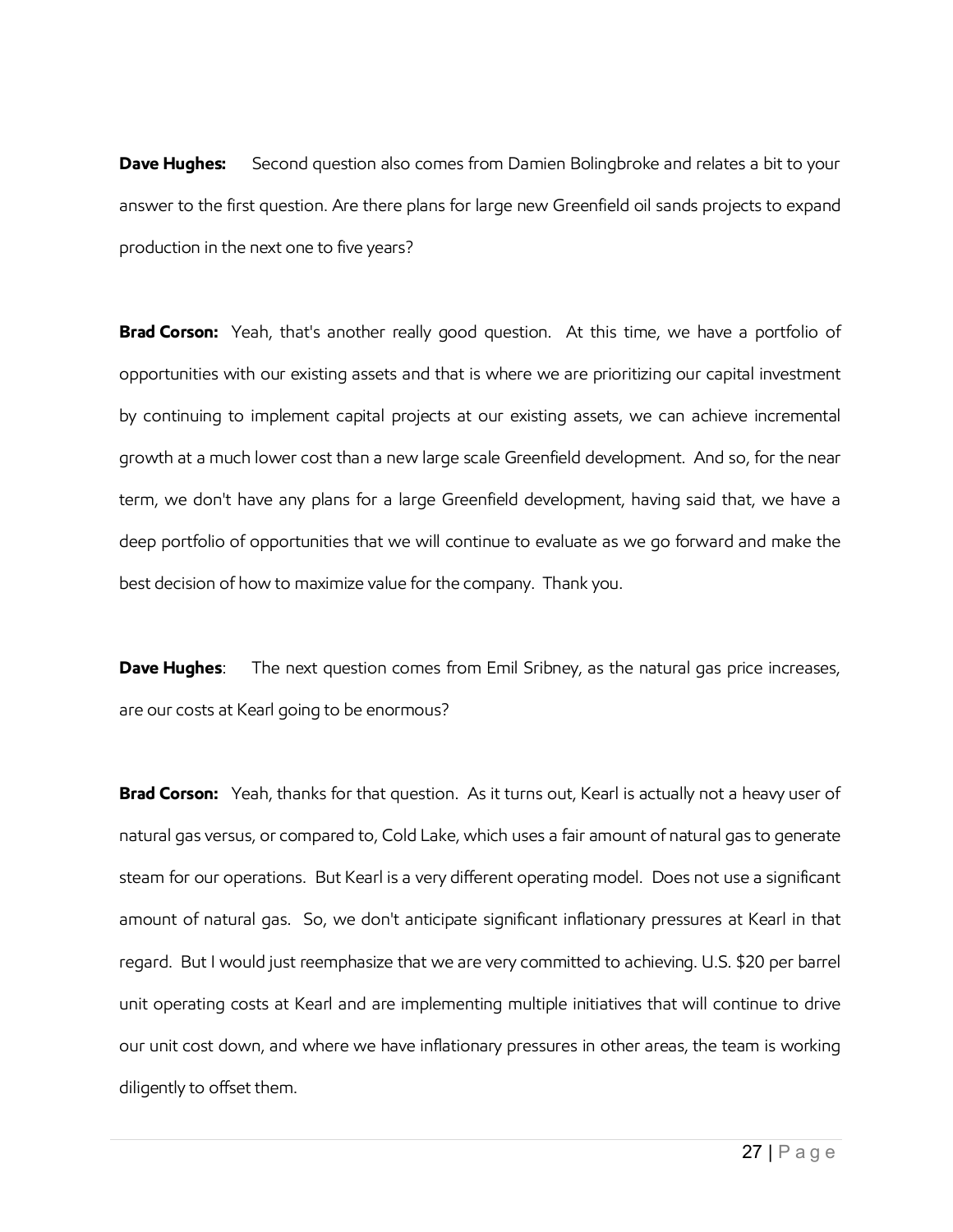**Dave Hughes:** Second question also comes from Damien Bolingbroke and relates a bit to your answer to the first question. Are there plans for large new Greenfield oil sands projects to expand production in the next one to five years?

**Brad Corson:** Yeah, that's another really good question. At this time, we have a portfolio of opportunities with our existing assets and that is where we are prioritizing our capital investment by continuing to implement capital projects at our existing assets, we can achieve incremental growth at a much lower cost than a new large scale Greenfield development. And so, for the near term, we don't have any plans for a large Greenfield development, having said that, we have a deep portfolio of opportunities that we will continue to evaluate as we go forward and make the best decision of how to maximize value for the company. Thank you.

**Dave Hughes**: The next question comes from Emil Sribney, as the natural gas price increases, are our costs at Kearl going to be enormous?

**Brad Corson:** Yeah, thanks for that question. As it turns out, Kearl is actually not a heavy user of natural gas versus, or compared to, Cold Lake, which uses a fair amount of natural gas to generate steam for our operations. But Kearl is a very different operating model. Does not use a significant amount of natural gas. So, we don't anticipate significant inflationary pressures at Kearl in that regard. But I would just reemphasize that we are very committed to achieving. U.S. $20 per barrel unit operating costs at Kearl and are implementing multiple initiatives that will continue to drive our unit cost down, and where we have inflationary pressures in other areas, the team is working diligently to offset them.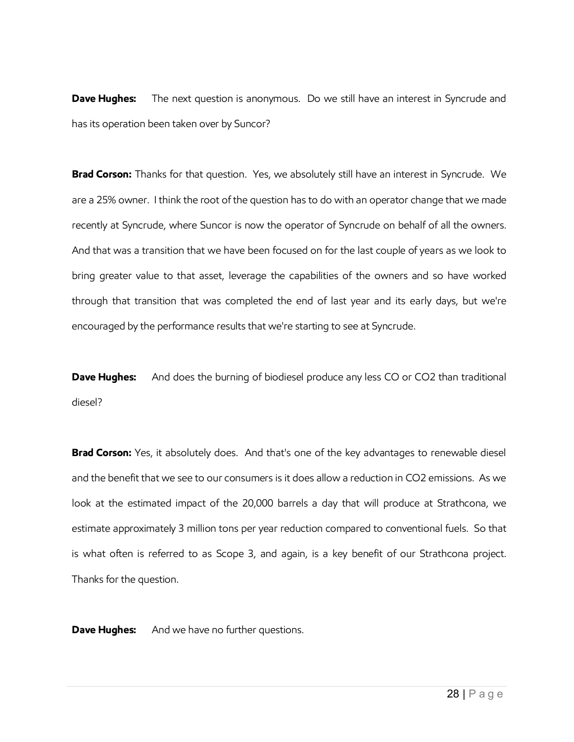**Dave Hughes:** The next question is anonymous. Do we still have an interest in Syncrude and has its operation been taken over by Suncor?

**Brad Corson:** Thanks for that question. Yes, we absolutely still have an interest in Syncrude. We are a 25% owner. I think the root of the question has to do with an operator change that we made recently at Syncrude, where Suncor is now the operator of Syncrude on behalf of all the owners. And that was a transition that we have been focused on for the last couple of years as we look to bring greater value to that asset, leverage the capabilities of the owners and so have worked through that transition that was completed the end of last year and its early days, but we're encouraged by the performance results that we're starting to see at Syncrude.

**Dave Hughes:** And does the burning of biodiesel produce any less CO or $CO_2$ than traditional diesel?

**Brad Corson:** Yes, it absolutely does. And that's one of the key advantages to renewable diesel and the benefit that we see to our consumers is it does allow a reduction in $CO_2$ emissions. As we look at the estimated impact of the 20,000 barrels a day that will produce at Strathcona, we estimate approximately 3 million tons per year reduction compared to conventional fuels. So that is what often is referred to as Scope 3, and again, is a key benefit of our Strathcona project. Thanks for the question.

**Dave Hughes:** And we have no further questions.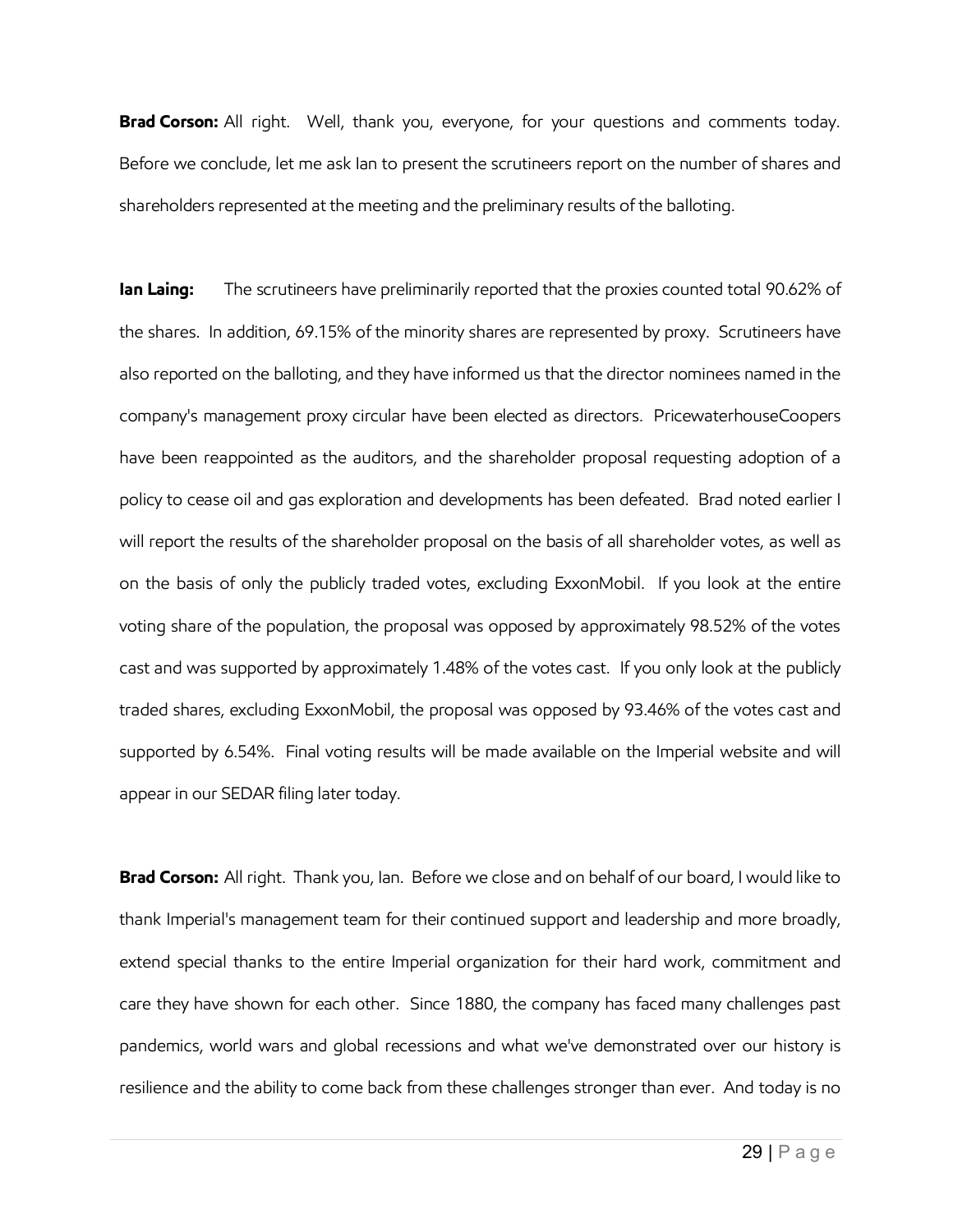**Brad Corson:** All right. Well, thank you, everyone, for your questions and comments today. Before we conclude, let me ask Ian to present the scrutineers report on the number of shares and shareholders represented at the meeting and the preliminary results of the balloting.

**Ian Laing:** The scrutineers have preliminarily reported that the proxies counted total 90.62% of the shares. In addition, 69.15% of the minority shares are represented by proxy. Scrutineers have also reported on the balloting, and they have informed us that the director nominees named in the company's management proxy circular have been elected as directors. PricewaterhouseCoopers have been reappointed as the auditors, and the shareholder proposal requesting adoption of a policy to cease oil and gas exploration and developments has been defeated. Brad noted earlier I will report the results of the shareholder proposal on the basis of all shareholder votes, as well as on the basis of only the publicly traded votes, excluding ExxonMobil. If you look at the entire voting share of the population, the proposal was opposed by approximately 98.52% of the votes cast and was supported by approximately 1.48% of the votes cast. If you only look at the publicly traded shares, excluding ExxonMobil, the proposal was opposed by 93.46% of the votes cast and supported by 6.54%. Final voting results will be made available on the Imperial website and will appear in our SEDAR filing later today.

**Brad Corson:** All right. Thank you, Ian. Before we close and on behalf of our board, I would like to thank Imperial's management team for their continued support and leadership and more broadly, extend special thanks to the entire Imperial organization for their hard work, commitment and care they have shown for each other. Since 1880, the company has faced many challenges past pandemics, world wars and global recessions and what we've demonstrated over our history is resilience and the ability to come back from these challenges stronger than ever. And today is no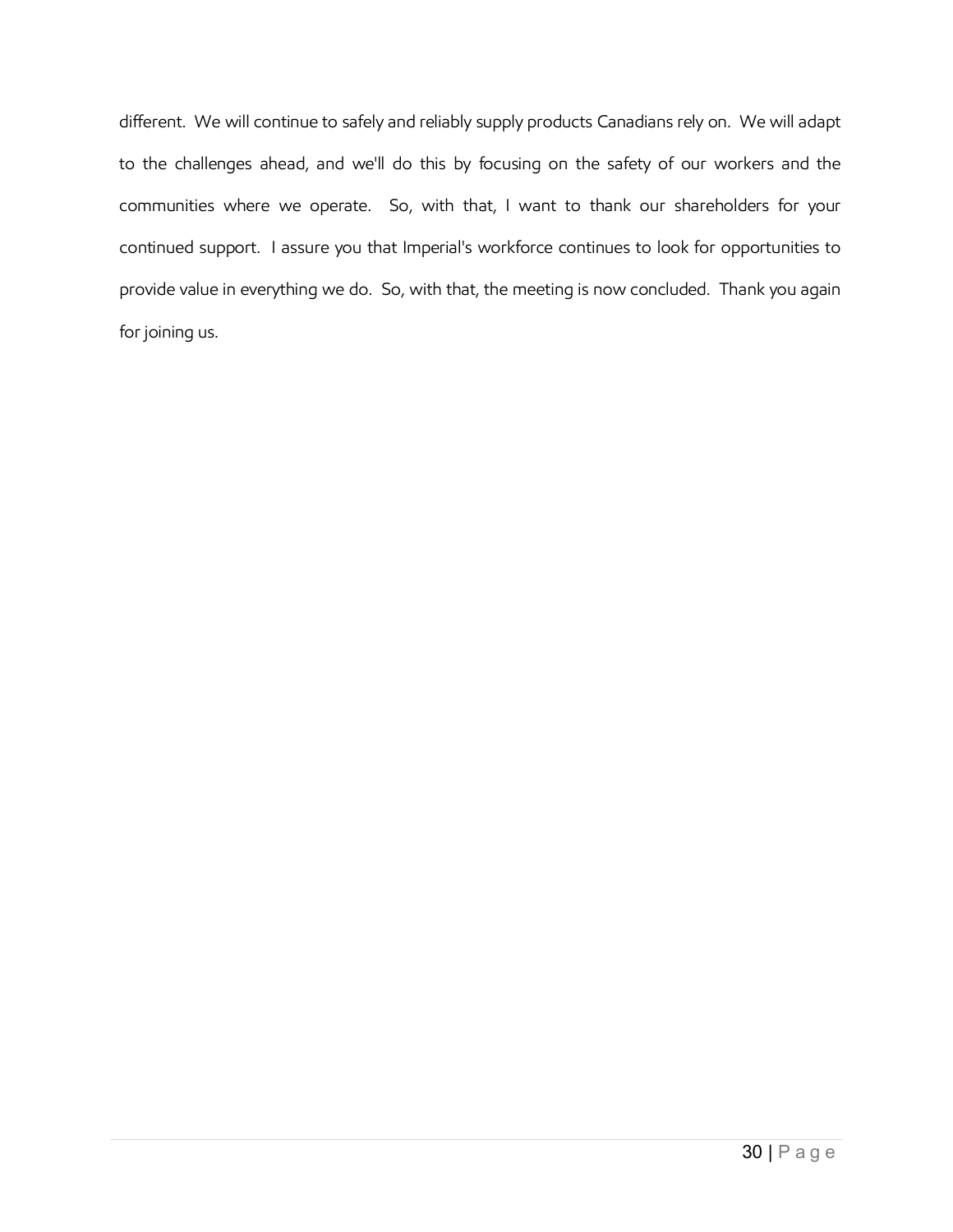different. We will continue to safely and reliably supply products Canadians rely on. We will adapt to the challenges ahead, and we'll do this by focusing on the safety of our workers and the communities where we operate. So, with that, I want to thank our shareholders for your continued support. I assure you that Imperial's workforce continues to look for opportunities to provide value in everything we do. So, with that, the meeting is now concluded. Thank you again for joining us.